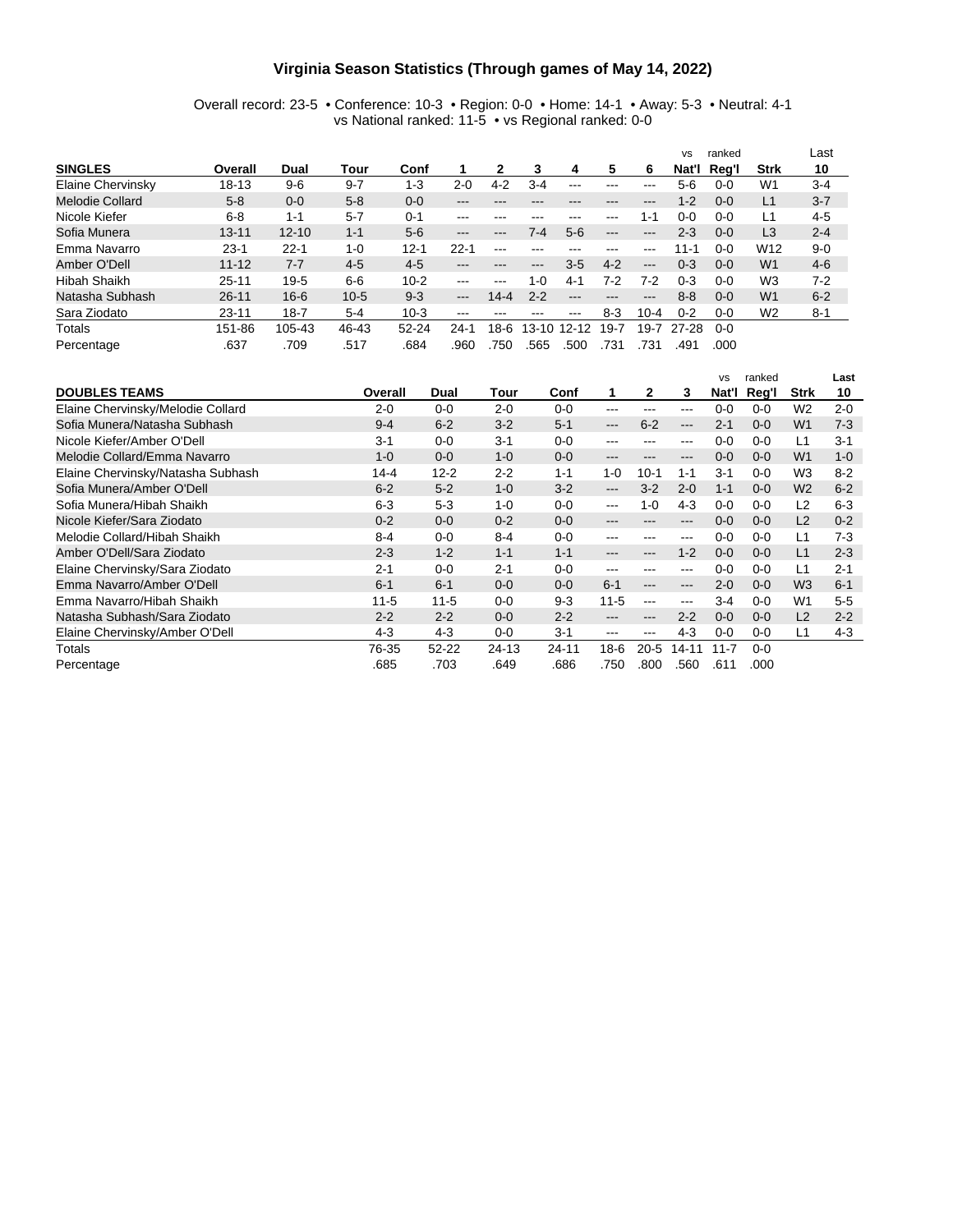# Virginia Season Statistics (Through games of May 14, 2022)

Overall record: 23-5 • Conference: 10-3 • Region: 0-0 • Home: 14-1 • Away: 5-3 • Neutral: 4-1
vs National ranked: 11-5 • vs Regional ranked: 0-0

| SINGLES | Overall | Dual | Tour | Conf | 1 | 2 | 3 | 4 | 5 | 6 | vs Nat'l | ranked Reg'l | Strk | Last 10 |
|---|---|---|---|---|---|---|---|---|---|---|---|---|---|---|
| Elaine Chervinsky | 18-13 | 9-6 | 9-7 | 1-3 | 2-0 | 4-2 | 3-4 | --- | --- | --- | 5-6 | 0-0 | W1 | 3-4 |
| Melodie Collard | 5-8 | 0-0 | 5-8 | 0-0 | --- | --- | --- | --- | --- | --- | 1-2 | 0-0 | L1 | 3-7 |
| Nicole Kiefer | 6-8 | 1-1 | 5-7 | 0-1 | --- | --- | --- | --- | --- | 1-1 | 0-0 | 0-0 | L1 | 4-5 |
| Sofia Munera | 13-11 | 12-10 | 1-1 | 5-6 | --- | --- | 7-4 | 5-6 | --- | --- | 2-3 | 0-0 | L3 | 2-4 |
| Emma Navarro | 23-1 | 22-1 | 1-0 | 12-1 | 22-1 | --- | --- | --- | --- | --- | 11-1 | 0-0 | W12 | 9-0 |
| Amber O'Dell | 11-12 | 7-7 | 4-5 | 4-5 | --- | --- | --- | 3-5 | 4-2 | --- | 0-3 | 0-0 | W1 | 4-6 |
| Hibah Shaikh | 25-11 | 19-5 | 6-6 | 10-2 | --- | --- | 1-0 | 4-1 | 7-2 | 7-2 | 0-3 | 0-0 | W3 | 7-2 |
| Natasha Subhash | 26-11 | 16-6 | 10-5 | 9-3 | --- | 14-4 | 2-2 | --- | --- | --- | 8-8 | 0-0 | W1 | 6-2 |
| Sara Ziodato | 23-11 | 18-7 | 5-4 | 10-3 | --- | --- | --- | --- | 8-3 | 10-4 | 0-2 | 0-0 | W2 | 8-1 |
| Totals | 151-86 | 105-43 | 46-43 | 52-24 | 24-1 | 18-6 | 13-10 | 12-12 | 19-7 | 19-7 | 27-28 | 0-0 | | |
| Percentage | .637 | .709 | .517 | .684 | .960 | .750 | .565 | .500 | .731 | .731 | .491 | .000 | | |

| DOUBLES TEAMS | Overall | Dual | Tour | Conf | 1 | 2 | 3 | vs Nat'l | ranked Reg'l | Strk | Last 10 |
|---|---|---|---|---|---|---|---|---|---|---|---|
| Elaine Chervinsky/Melodie Collard | 2-0 | 0-0 | 2-0 | 0-0 | --- | --- | --- | 0-0 | 0-0 | W2 | 2-0 |
| Sofia Munera/Natasha Subhash | 9-4 | 6-2 | 3-2 | 5-1 | --- | 6-2 | --- | 2-1 | 0-0 | W1 | 7-3 |
| Nicole Kiefer/Amber O'Dell | 3-1 | 0-0 | 3-1 | 0-0 | --- | --- | --- | 0-0 | 0-0 | L1 | 3-1 |
| Melodie Collard/Emma Navarro | 1-0 | 0-0 | 1-0 | 0-0 | --- | --- | --- | 0-0 | 0-0 | W1 | 1-0 |
| Elaine Chervinsky/Natasha Subhash | 14-4 | 12-2 | 2-2 | 1-1 | 1-0 | 10-1 | 1-1 | 3-1 | 0-0 | W3 | 8-2 |
| Sofia Munera/Amber O'Dell | 6-2 | 5-2 | 1-0 | 3-2 | --- | 3-2 | 2-0 | 1-1 | 0-0 | W2 | 6-2 |
| Sofia Munera/Hibah Shaikh | 6-3 | 5-3 | 1-0 | 0-0 | --- | 1-0 | 4-3 | 0-0 | 0-0 | L2 | 6-3 |
| Nicole Kiefer/Sara Ziodato | 0-2 | 0-0 | 0-2 | 0-0 | --- | --- | --- | 0-0 | 0-0 | L2 | 0-2 |
| Melodie Collard/Hibah Shaikh | 8-4 | 0-0 | 8-4 | 0-0 | --- | --- | --- | 0-0 | 0-0 | L1 | 7-3 |
| Amber O'Dell/Sara Ziodato | 2-3 | 1-2 | 1-1 | 1-1 | --- | --- | 1-2 | 0-0 | 0-0 | L1 | 2-3 |
| Elaine Chervinsky/Sara Ziodato | 2-1 | 0-0 | 2-1 | 0-0 | --- | --- | --- | 0-0 | 0-0 | L1 | 2-1 |
| Emma Navarro/Amber O'Dell | 6-1 | 6-1 | 0-0 | 0-0 | 6-1 | --- | --- | 2-0 | 0-0 | W3 | 6-1 |
| Emma Navarro/Hibah Shaikh | 11-5 | 11-5 | 0-0 | 9-3 | 11-5 | --- | --- | 3-4 | 0-0 | W1 | 5-5 |
| Natasha Subhash/Sara Ziodato | 2-2 | 2-2 | 0-0 | 2-2 | --- | --- | 2-2 | 0-0 | 0-0 | L2 | 2-2 |
| Elaine Chervinsky/Amber O'Dell | 4-3 | 4-3 | 0-0 | 3-1 | --- | --- | 4-3 | 0-0 | 0-0 | L1 | 4-3 |
| Totals | 76-35 | 52-22 | 24-13 | 24-11 | 18-6 | 20-5 | 14-11 | 11-7 | 0-0 | | |
| Percentage | .685 | .703 | .649 | .686 | .750 | .800 | .560 | .611 | .000 | | |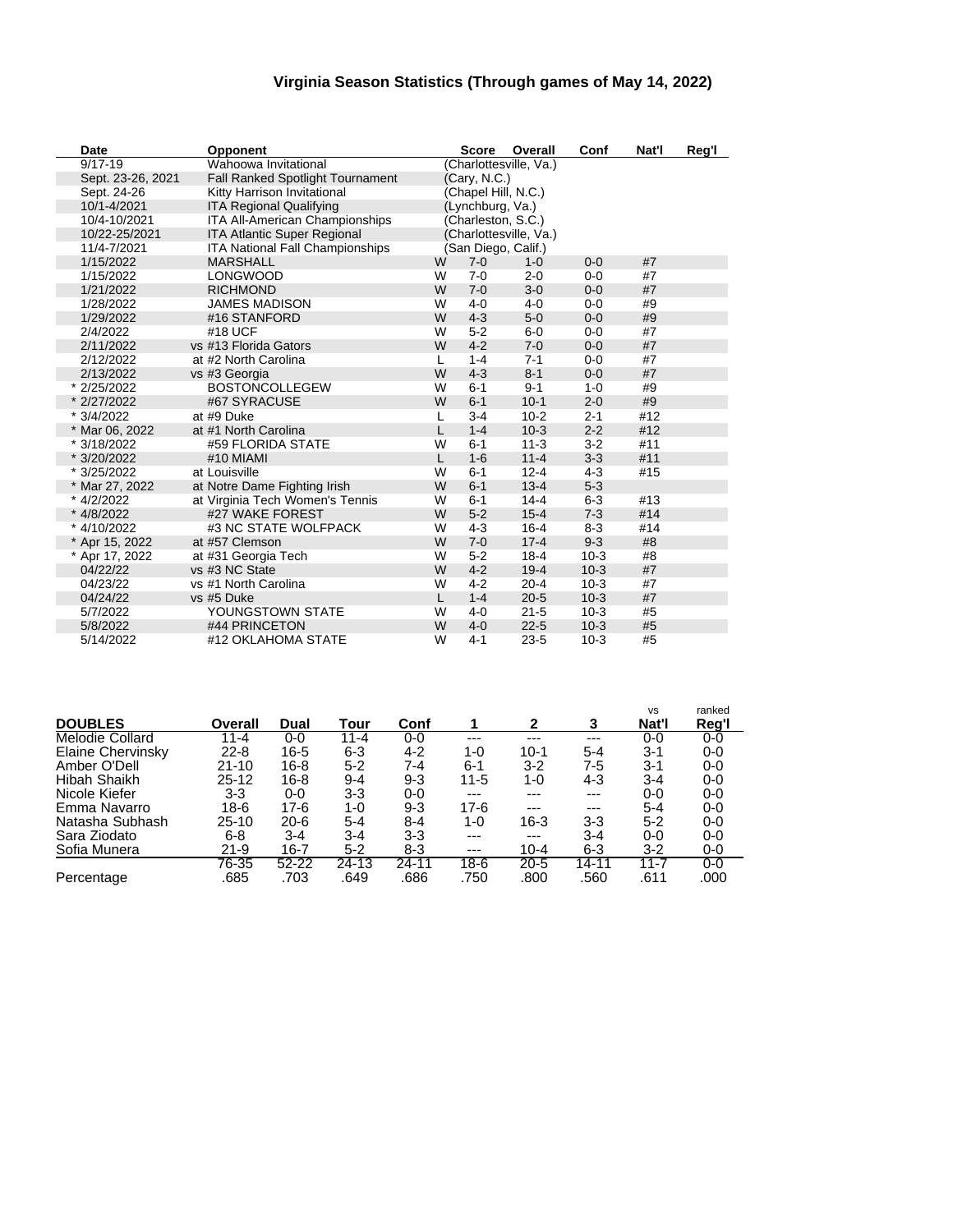# Virginia Season Statistics (Through games of May 14, 2022)

| Date | Opponent | | Score | Overall | Conf | Nat'l | Reg'l |
|---|---|---|---|---|---|---|---|
| 9/17-19 | Wahoowa Invitational | | (Charlottesville, Va.) | | | | |
| Sept. 23-26, 2021 | Fall Ranked Spotlight Tournament | | (Cary, N.C.) | | | | |
| Sept. 24-26 | Kitty Harrison Invitational | | (Chapel Hill, N.C.) | | | | |
| 10/1-4/2021 | ITA Regional Qualifying | | (Lynchburg, Va.) | | | | |
| 10/4-10/2021 | ITA All-American Championships | | (Charleston, S.C.) | | | | |
| 10/22-25/2021 | ITA Atlantic Super Regional | | (Charlottesville, Va.) | | | | |
| 11/4-7/2021 | ITA National Fall Championships | | (San Diego, Calif.) | | | | |
| 1/15/2022 | MARSHALL | W | 7-0 | 1-0 | 0-0 | #7 | |
| 1/15/2022 | LONGWOOD | W | 7-0 | 2-0 | 0-0 | #7 | |
| 1/21/2022 | RICHMOND | W | 7-0 | 3-0 | 0-0 | #7 | |
| 1/28/2022 | JAMES MADISON | W | 4-0 | 4-0 | 0-0 | #9 | |
| 1/29/2022 | #16 STANFORD | W | 4-3 | 5-0 | 0-0 | #9 | |
| 2/4/2022 | #18 UCF | W | 5-2 | 6-0 | 0-0 | #7 | |
| 2/11/2022 | vs #13 Florida Gators | W | 4-2 | 7-0 | 0-0 | #7 | |
| 2/12/2022 | at #2 North Carolina | L | 1-4 | 7-1 | 0-0 | #7 | |
| 2/13/2022 | vs #3 Georgia | W | 4-3 | 8-1 | 0-0 | #7 | |
| * 2/25/2022 | BOSTONCOLLEGEW | W | 6-1 | 9-1 | 1-0 | #9 | |
| * 2/27/2022 | #67 SYRACUSE | W | 6-1 | 10-1 | 2-0 | #9 | |
| * 3/4/2022 | at #9 Duke | L | 3-4 | 10-2 | 2-1 | #12 | |
| * Mar 06, 2022 | at #1 North Carolina | L | 1-4 | 10-3 | 2-2 | #12 | |
| * 3/18/2022 | #59 FLORIDA STATE | W | 6-1 | 11-3 | 3-2 | #11 | |
| * 3/20/2022 | #10 MIAMI | L | 1-6 | 11-4 | 3-3 | #11 | |
| * 3/25/2022 | at Louisville | W | 6-1 | 12-4 | 4-3 | #15 | |
| * Mar 27, 2022 | at Notre Dame Fighting Irish | W | 6-1 | 13-4 | 5-3 | | |
| * 4/2/2022 | at Virginia Tech Women's Tennis | W | 6-1 | 14-4 | 6-3 | #13 | |
| * 4/8/2022 | #27 WAKE FOREST | W | 5-2 | 15-4 | 7-3 | #14 | |
| * 4/10/2022 | #3 NC STATE WOLFPACK | W | 4-3 | 16-4 | 8-3 | #14 | |
| * Apr 15, 2022 | at #57 Clemson | W | 7-0 | 17-4 | 9-3 | #8 | |
| * Apr 17, 2022 | at #31 Georgia Tech | W | 5-2 | 18-4 | 10-3 | #8 | |
| 04/22/22 | vs #3 NC State | W | 4-2 | 19-4 | 10-3 | #7 | |
| 04/23/22 | vs #1 North Carolina | W | 4-2 | 20-4 | 10-3 | #7 | |
| 04/24/22 | vs #5 Duke | L | 1-4 | 20-5 | 10-3 | #7 | |
| 5/7/2022 | YOUNGSTOWN STATE | W | 4-0 | 21-5 | 10-3 | #5 | |
| 5/8/2022 | #44 PRINCETON | W | 4-0 | 22-5 | 10-3 | #5 | |
| 5/14/2022 | #12 OKLAHOMA STATE | W | 4-1 | 23-5 | 10-3 | #5 | |

| DOUBLES | Overall | Dual | Tour | Conf | 1 | 2 | 3 | vs Nat'l | ranked Reg'l |
|---|---|---|---|---|---|---|---|---|---|
| Melodie Collard | 11-4 | 0-0 | 11-4 | 0-0 | --- | --- | --- | 0-0 | 0-0 |
| Elaine Chervinsky | 22-8 | 16-5 | 6-3 | 4-2 | 1-0 | 10-1 | 5-4 | 3-1 | 0-0 |
| Amber O'Dell | 21-10 | 16-8 | 5-2 | 7-4 | 6-1 | 3-2 | 7-5 | 3-1 | 0-0 |
| Hibah Shaikh | 25-12 | 16-8 | 9-4 | 9-3 | 11-5 | 1-0 | 4-3 | 3-4 | 0-0 |
| Nicole Kiefer | 3-3 | 0-0 | 3-3 | 0-0 | --- | --- | --- | 0-0 | 0-0 |
| Emma Navarro | 18-6 | 17-6 | 1-0 | 9-3 | 17-6 | --- | --- | 5-4 | 0-0 |
| Natasha Subhash | 25-10 | 20-6 | 5-4 | 8-4 | 1-0 | 16-3 | 3-3 | 5-2 | 0-0 |
| Sara Ziodato | 6-8 | 3-4 | 3-4 | 3-3 | --- | --- | 3-4 | 0-0 | 0-0 |
| Sofia Munera | 21-9 | 16-7 | 5-2 | 8-3 | --- | 10-4 | 6-3 | 3-2 | 0-0 |
| | 76-35 | 52-22 | 24-13 | 24-11 | 18-6 | 20-5 | 14-11 | 11-7 | 0-0 |
| Percentage | .685 | .703 | .649 | .686 | .750 | .800 | .560 | .611 | .000 |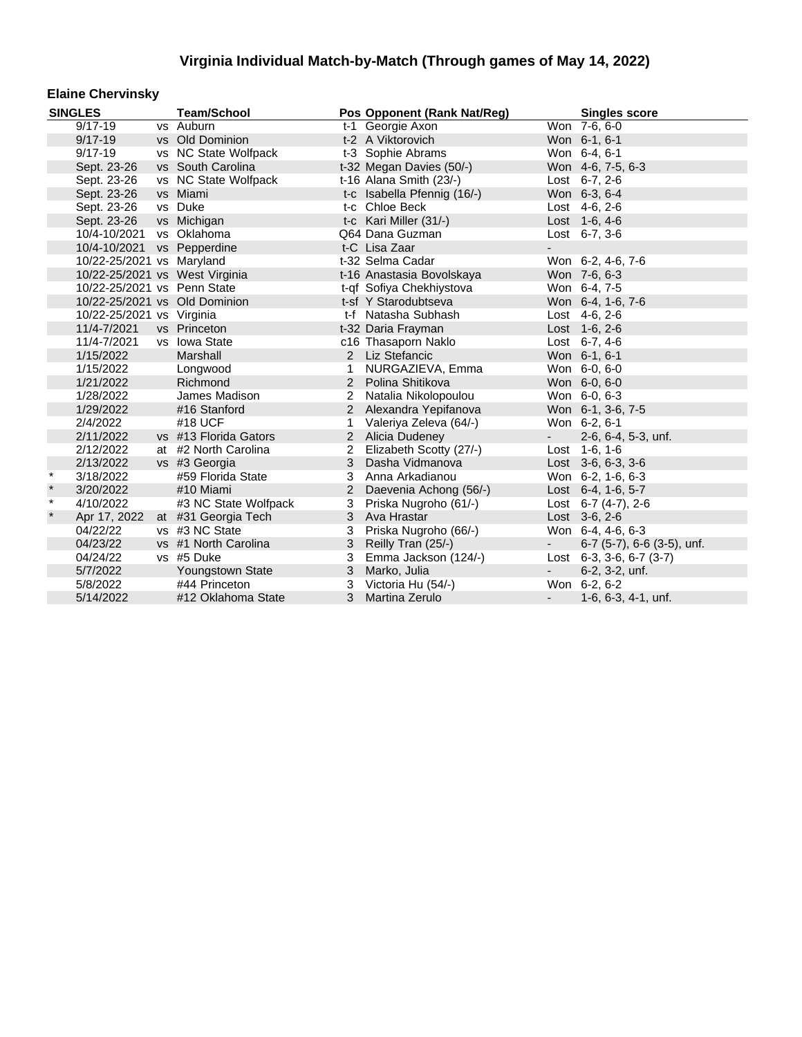## Virginia Individual Match-by-Match (Through games of May 14, 2022)

### Elaine Chervinsky

| SINGLES | | Team/School | Pos | Opponent (Rank Nat/Reg) | | Singles score |
|---|---|---|---|---|---|---|
| 9/17-19 | vs | Auburn | t-1 | Georgie Axon | Won | 7-6, 6-0 |
| 9/17-19 | vs | Old Dominion | t-2 | A Viktorovich | Won | 6-1, 6-1 |
| 9/17-19 | vs | NC State Wolfpack | t-3 | Sophie Abrams | Won | 6-4, 6-1 |
| Sept. 23-26 | vs | South Carolina | t-32 | Megan Davies (50/-) | Won | 4-6, 7-5, 6-3 |
| Sept. 23-26 | vs | NC State Wolfpack | t-16 | Alana Smith (23/-) | Lost | 6-7, 2-6 |
| Sept. 23-26 | vs | Miami | t-c | Isabella Pfennig (16/-) | Won | 6-3, 6-4 |
| Sept. 23-26 | vs | Duke | t-c | Chloe Beck | Lost | 4-6, 2-6 |
| Sept. 23-26 | vs | Michigan | t-c | Kari Miller (31/-) | Lost | 1-6, 4-6 |
| 10/4-10/2021 | vs | Oklahoma | Q64 | Dana Guzman | Lost | 6-7, 3-6 |
| 10/4-10/2021 | vs | Pepperdine | t-C | Lisa Zaar | - | |
| 10/22-25/2021 | vs | Maryland | t-32 | Selma Cadar | Won | 6-2, 4-6, 7-6 |
| 10/22-25/2021 | vs | West Virginia | t-16 | Anastasia Bovolskaya | Won | 7-6, 6-3 |
| 10/22-25/2021 | vs | Penn State | t-qf | Sofiya Chekhiystova | Won | 6-4, 7-5 |
| 10/22-25/2021 | vs | Old Dominion | t-sf | Y Starodubtseva | Won | 6-4, 1-6, 7-6 |
| 10/22-25/2021 | vs | Virginia | t-f | Natasha Subhash | Lost | 4-6, 2-6 |
| 11/4-7/2021 | vs | Princeton | t-32 | Daria Frayman | Lost | 1-6, 2-6 |
| 11/4-7/2021 | vs | Iowa State | c16 | Thasaporn Naklo | Lost | 6-7, 4-6 |
| 1/15/2022 | | Marshall | 2 | Liz Stefancic | Won | 6-1, 6-1 |
| 1/15/2022 | | Longwood | 1 | NURGAZIEVA, Emma | Won | 6-0, 6-0 |
| 1/21/2022 | | Richmond | 2 | Polina Shitikova | Won | 6-0, 6-0 |
| 1/28/2022 | | James Madison | 2 | Natalia Nikolopoulou | Won | 6-0, 6-3 |
| 1/29/2022 | | #16 Stanford | 2 | Alexandra Yepifanova | Won | 6-1, 3-6, 7-5 |
| 2/4/2022 | | #18 UCF | 1 | Valeriya Zeleva (64/-) | Won | 6-2, 6-1 |
| 2/11/2022 | vs | #13 Florida Gators | 2 | Alicia Dudeney | - | 2-6, 6-4, 5-3, unf. |
| 2/12/2022 | at | #2 North Carolina | 2 | Elizabeth Scotty (27/-) | Lost | 1-6, 1-6 |
| 2/13/2022 | vs | #3 Georgia | 3 | Dasha Vidmanova | Lost | 3-6, 6-3, 3-6 |
| * 3/18/2022 | | #59 Florida State | 3 | Anna Arkadianou | Won | 6-2, 1-6, 6-3 |
| * 3/20/2022 | | #10 Miami | 2 | Daevenia Achong (56/-) | Lost | 6-4, 1-6, 5-7 |
| * 4/10/2022 | | #3 NC State Wolfpack | 3 | Priska Nugroho (61/-) | Lost | 6-7 (4-7), 2-6 |
| * Apr 17, 2022 | at | #31 Georgia Tech | 3 | Ava Hrastar | Lost | 3-6, 2-6 |
| 04/22/22 | vs | #3 NC State | 3 | Priska Nugroho (66/-) | Won | 6-4, 4-6, 6-3 |
| 04/23/22 | vs | #1 North Carolina | 3 | Reilly Tran (25/-) | - | 6-7 (5-7), 6-6 (3-5), unf. |
| 04/24/22 | vs | #5 Duke | 3 | Emma Jackson (124/-) | Lost | 6-3, 3-6, 6-7 (3-7) |
| 5/7/2022 | | Youngstown State | 3 | Marko, Julia | - | 6-2, 3-2, unf. |
| 5/8/2022 | | #44 Princeton | 3 | Victoria Hu (54/-) | Won | 6-2, 6-2 |
| 5/14/2022 | | #12 Oklahoma State | 3 | Martina Zerulo | - | 1-6, 6-3, 4-1, unf. |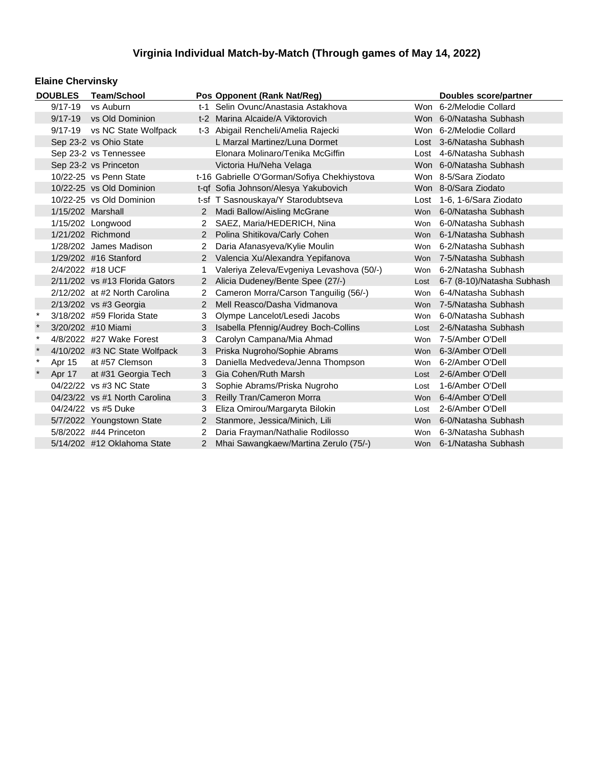# Virginia Individual Match-by-Match (Through games of May 14, 2022)

## Elaine Chervinsky

| | DOUBLES | Team/School | Pos | Opponent (Rank Nat/Reg) | | Doubles score/partner |
|---|---|---|---|---|---|---|
| | 9/17-19 | vs Auburn | t-1 | Selin Ovunc/Anastasia Astakhova | Won | 6-2/Melodie Collard |
| | 9/17-19 | vs Old Dominion | t-2 | Marina Alcaide/A Viktorovich | Won | 6-0/Natasha Subhash |
| | 9/17-19 | vs NC State Wolfpack | t-3 | Abigail Rencheli/Amelia Rajecki | Won | 6-2/Melodie Collard |
| | Sep 23-2 | vs Ohio State | | L Marzal Martinez/Luna Dormet | Lost | 3-6/Natasha Subhash |
| | Sep 23-2 | vs Tennessee | | Elonara Molinaro/Tenika McGiffin | Lost | 4-6/Natasha Subhash |
| | Sep 23-2 | vs Princeton | | Victoria Hu/Neha Velaga | Won | 6-0/Natasha Subhash |
| | 10/22-25 | vs Penn State | t-16 | Gabrielle O'Gorman/Sofiya Chekhiystova | Won | 8-5/Sara Ziodato |
| | 10/22-25 | vs Old Dominion | t-qf | Sofia Johnson/Alesya Yakubovich | Won | 8-0/Sara Ziodato |
| | 10/22-25 | vs Old Dominion | t-sf | T Sasnouskaya/Y Starodubtseva | Lost | 1-6, 1-6/Sara Ziodato |
| | 1/15/202 | Marshall | 2 | Madi Ballow/Aisling McGrane | Won | 6-0/Natasha Subhash |
| | 1/15/202 | Longwood | 2 | SAEZ, Maria/HEDERICH, Nina | Won | 6-0/Natasha Subhash |
| | 1/21/202 | Richmond | 2 | Polina Shitikova/Carly Cohen | Won | 6-1/Natasha Subhash |
| | 1/28/202 | James Madison | 2 | Daria Afanasyeva/Kylie Moulin | Won | 6-2/Natasha Subhash |
| | 1/29/202 | #16 Stanford | 2 | Valencia Xu/Alexandra Yepifanova | Won | 7-5/Natasha Subhash |
| | 2/4/2022 | #18 UCF | 1 | Valeriya Zeleva/Evgeniya Levashova (50/-) | Won | 6-2/Natasha Subhash |
| | 2/11/202 | vs #13 Florida Gators | 2 | Alicia Dudeney/Bente Spee (27/-) | Lost | 6-7 (8-10)/Natasha Subhash |
| | 2/12/202 | at #2 North Carolina | 2 | Cameron Morra/Carson Tanguilig (56/-) | Won | 6-4/Natasha Subhash |
| | 2/13/202 | vs #3 Georgia | 2 | Mell Reasco/Dasha Vidmanova | Won | 7-5/Natasha Subhash |
| * | 3/18/202 | #59 Florida State | 3 | Olympe Lancelot/Lesedi Jacobs | Won | 6-0/Natasha Subhash |
| * | 3/20/202 | #10 Miami | 3 | Isabella Pfennig/Audrey Boch-Collins | Lost | 2-6/Natasha Subhash |
| * | 4/8/2022 | #27 Wake Forest | 3 | Carolyn Campana/Mia Ahmad | Won | 7-5/Amber O'Dell |
| * | 4/10/202 | #3 NC State Wolfpack | 3 | Priska Nugroho/Sophie Abrams | Won | 6-3/Amber O'Dell |
| * | Apr 15 | at #57 Clemson | 3 | Daniella Medvedeva/Jenna Thompson | Won | 6-2/Amber O'Dell |
| * | Apr 17 | at #31 Georgia Tech | 3 | Gia Cohen/Ruth Marsh | Lost | 2-6/Amber O'Dell |
| | 04/22/22 | vs #3 NC State | 3 | Sophie Abrams/Priska Nugroho | Lost | 1-6/Amber O'Dell |
| | 04/23/22 | vs #1 North Carolina | 3 | Reilly Tran/Cameron Morra | Won | 6-4/Amber O'Dell |
| | 04/24/22 | vs #5 Duke | 3 | Eliza Omirou/Margaryta Bilokin | Lost | 2-6/Amber O'Dell |
| | 5/7/2022 | Youngstown State | 2 | Stanmore, Jessica/Minich, Lili | Won | 6-0/Natasha Subhash |
| | 5/8/2022 | #44 Princeton | 2 | Daria Frayman/Nathalie Rodilosso | Won | 6-3/Natasha Subhash |
| | 5/14/202 | #12 Oklahoma State | 2 | Mhai Sawangkaew/Martina Zerulo (75/-) | Won | 6-1/Natasha Subhash |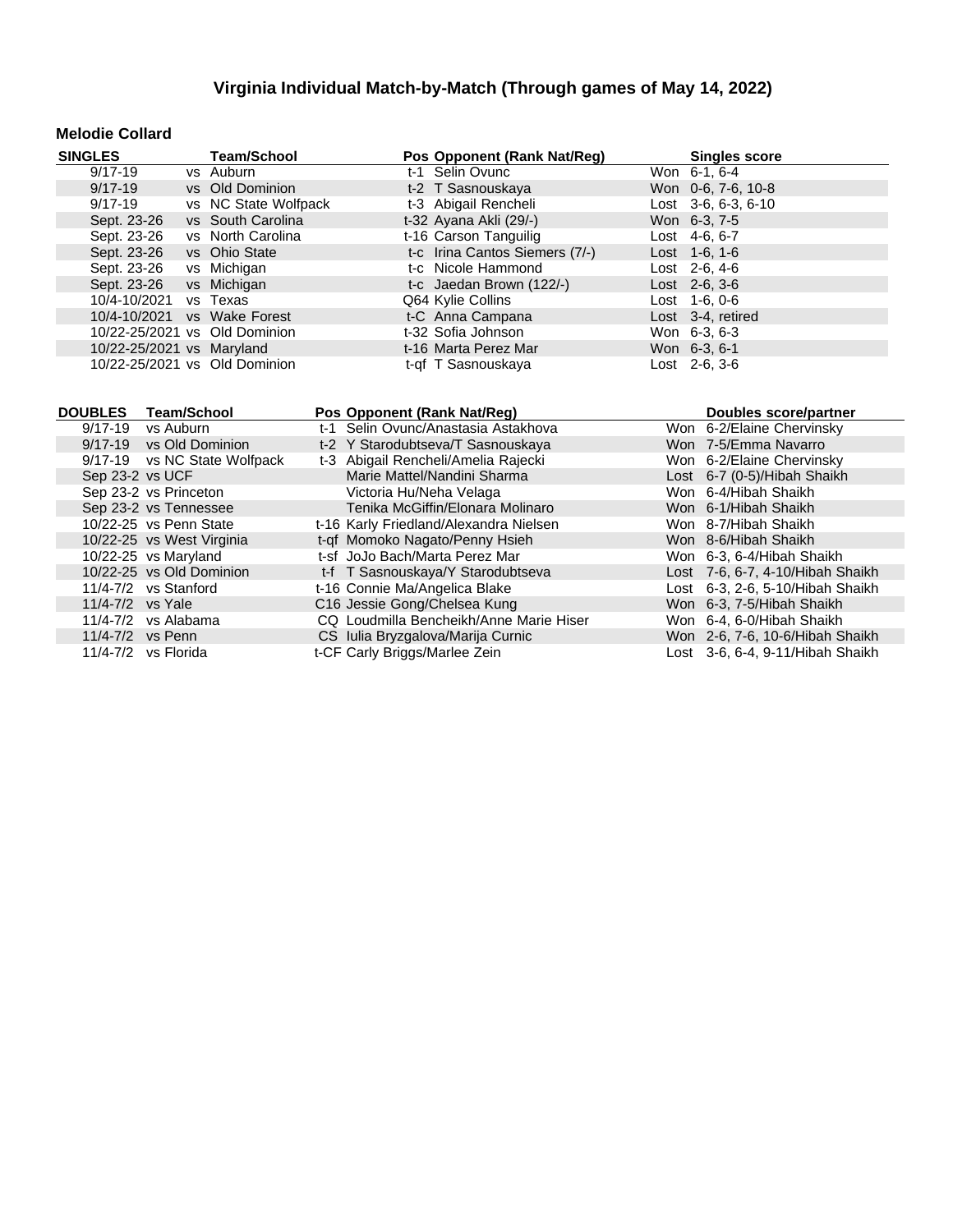# Virginia Individual Match-by-Match (Through games of May 14, 2022)

### Melodie Collard

| SINGLES | Team/School | Pos | Opponent (Rank Nat/Reg) | Singles score |
|---|---|---|---|---|
| 9/17-19 | vs Auburn | t-1 | Selin Ovunc | Won 6-1, 6-4 |
| 9/17-19 | vs Old Dominion | t-2 | T Sasnouskaya | Won 0-6, 7-6, 10-8 |
| 9/17-19 | vs NC State Wolfpack | t-3 | Abigail Rencheli | Lost 3-6, 6-3, 6-10 |
| Sept. 23-26 | vs South Carolina | t-32 | Ayana Akli (29/-) | Won 6-3, 7-5 |
| Sept. 23-26 | vs North Carolina | t-16 | Carson Tanguilig | Lost 4-6, 6-7 |
| Sept. 23-26 | vs Ohio State | t-c | Irina Cantos Siemers (7/-) | Lost 1-6, 1-6 |
| Sept. 23-26 | vs Michigan | t-c | Nicole Hammond | Lost 2-6, 4-6 |
| Sept. 23-26 | vs Michigan | t-c | Jaedan Brown (122/-) | Lost 2-6, 3-6 |
| 10/4-10/2021 | vs Texas | Q64 | Kylie Collins | Lost 1-6, 0-6 |
| 10/4-10/2021 | vs Wake Forest | t-C | Anna Campana | Lost 3-4, retired |
| 10/22-25/2021 | vs Old Dominion | t-32 | Sofia Johnson | Won 6-3, 6-3 |
| 10/22-25/2021 | vs Maryland | t-16 | Marta Perez Mar | Won 6-3, 6-1 |
| 10/22-25/2021 | vs Old Dominion | t-qf | T Sasnouskaya | Lost 2-6, 3-6 |

| DOUBLES | Team/School | Pos | Opponent (Rank Nat/Reg) | Doubles score/partner |
|---|---|---|---|---|
| 9/17-19 | vs Auburn | t-1 | Selin Ovunc/Anastasia Astakhova | Won 6-2/Elaine Chervinsky |
| 9/17-19 | vs Old Dominion | t-2 | Y Starodubtseva/T Sasnouskaya | Won 7-5/Emma Navarro |
| 9/17-19 | vs NC State Wolfpack | t-3 | Abigail Rencheli/Amelia Rajecki | Won 6-2/Elaine Chervinsky |
| Sep 23-2 | vs UCF | | Marie Mattel/Nandini Sharma | Lost 6-7 (0-5)/Hibah Shaikh |
| Sep 23-2 | vs Princeton | | Victoria Hu/Neha Velaga | Won 6-4/Hibah Shaikh |
| Sep 23-2 | vs Tennessee | | Tenika McGiffin/Elonara Molinaro | Won 6-1/Hibah Shaikh |
| 10/22-25 | vs Penn State | t-16 | Karly Friedland/Alexandra Nielsen | Won 8-7/Hibah Shaikh |
| 10/22-25 | vs West Virginia | t-qf | Momoko Nagato/Penny Hsieh | Won 8-6/Hibah Shaikh |
| 10/22-25 | vs Maryland | t-sf | JoJo Bach/Marta Perez Mar | Won 6-3, 6-4/Hibah Shaikh |
| 10/22-25 | vs Old Dominion | t-f | T Sasnouskaya/Y Starodubtseva | Lost 7-6, 6-7, 4-10/Hibah Shaikh |
| 11/4-7/2 | vs Stanford | t-16 | Connie Ma/Angelica Blake | Lost 6-3, 2-6, 5-10/Hibah Shaikh |
| 11/4-7/2 | vs Yale | C16 | Jessie Gong/Chelsea Kung | Won 6-3, 7-5/Hibah Shaikh |
| 11/4-7/2 | vs Alabama | CQ | Loudmilla Bencheikh/Anne Marie Hiser | Won 6-4, 6-0/Hibah Shaikh |
| 11/4-7/2 | vs Penn | CS | Iulia Bryzgalova/Marija Curnic | Won 2-6, 7-6, 10-6/Hibah Shaikh |
| 11/4-7/2 | vs Florida | t-CF | Carly Briggs/Marlee Zein | Lost 3-6, 6-4, 9-11/Hibah Shaikh |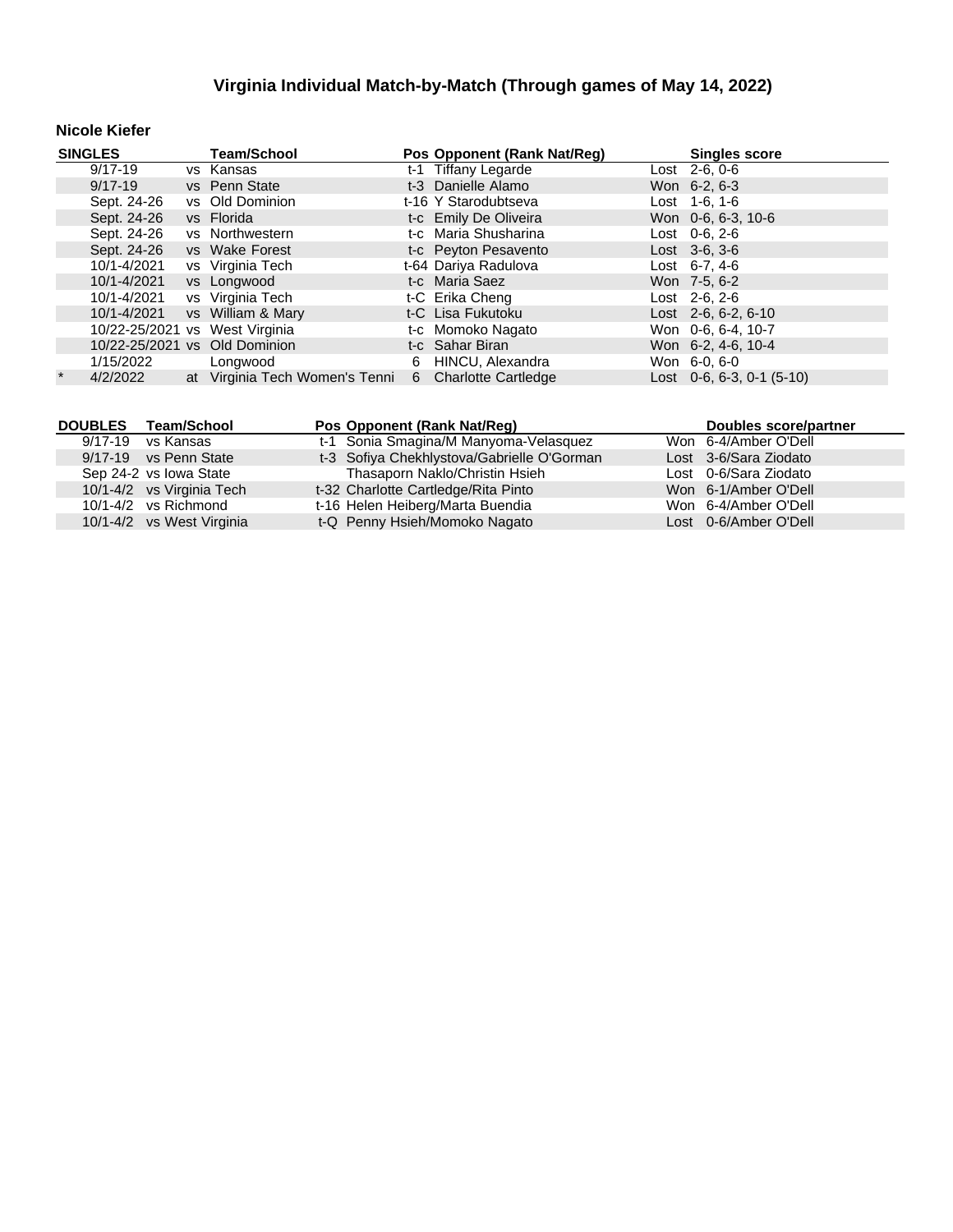# Virginia Individual Match-by-Match (Through games of May 14, 2022)

## Nicole Kiefer

| SINGLES | | Team/School | Pos | Opponent (Rank Nat/Reg) | Singles score |
|---|---|---|---|---|---|
| | 9/17-19 | vs Kansas | t-1 | Tiffany Legarde | Lost 2-6, 0-6 |
| | 9/17-19 | vs Penn State | t-3 | Danielle Alamo | Won 6-2, 6-3 |
| | Sept. 24-26 | vs Old Dominion | t-16 | Y Starodubtseva | Lost 1-6, 1-6 |
| | Sept. 24-26 | vs Florida | t-c | Emily De Oliveira | Won 0-6, 6-3, 10-6 |
| | Sept. 24-26 | vs Northwestern | t-c | Maria Shusharina | Lost 0-6, 2-6 |
| | Sept. 24-26 | vs Wake Forest | t-c | Peyton Pesavento | Lost 3-6, 3-6 |
| | 10/1-4/2021 | vs Virginia Tech | t-64 | Dariya Radulova | Lost 6-7, 4-6 |
| | 10/1-4/2021 | vs Longwood | t-c | Maria Saez | Won 7-5, 6-2 |
| | 10/1-4/2021 | vs Virginia Tech | t-C | Erika Cheng | Lost 2-6, 2-6 |
| | 10/1-4/2021 | vs William & Mary | t-C | Lisa Fukutoku | Lost 2-6, 6-2, 6-10 |
| | 10/22-25/2021 | vs West Virginia | t-c | Momoko Nagato | Won 0-6, 6-4, 10-7 |
| | 10/22-25/2021 | vs Old Dominion | t-c | Sahar Biran | Won 6-2, 4-6, 10-4 |
| | 1/15/2022 | Longwood | 6 | HINCU, Alexandra | Won 6-0, 6-0 |
| * | 4/2/2022 | at Virginia Tech Women's Tenni | 6 | Charlotte Cartledge | Lost 0-6, 6-3, 0-1 (5-10) |

| DOUBLES | Team/School | Pos | Opponent (Rank Nat/Reg) | Doubles score/partner |
|---|---|---|---|---|
| 9/17-19 | vs Kansas | t-1 | Sonia Smagina/M Manyoma-Velasquez | Won 6-4/Amber O'Dell |
| 9/17-19 | vs Penn State | t-3 | Sofiya Chekhlystova/Gabrielle O'Gorman | Lost 3-6/Sara Ziodato |
| Sep 24-2 | vs Iowa State | | Thasaporn Naklo/Christin Hsieh | Lost 0-6/Sara Ziodato |
| 10/1-4/2 | vs Virginia Tech | t-32 | Charlotte Cartledge/Rita Pinto | Won 6-1/Amber O'Dell |
| 10/1-4/2 | vs Richmond | t-16 | Helen Heiberg/Marta Buendia | Won 6-4/Amber O'Dell |
| 10/1-4/2 | vs West Virginia | t-Q | Penny Hsieh/Momoko Nagato | Lost 0-6/Amber O'Dell |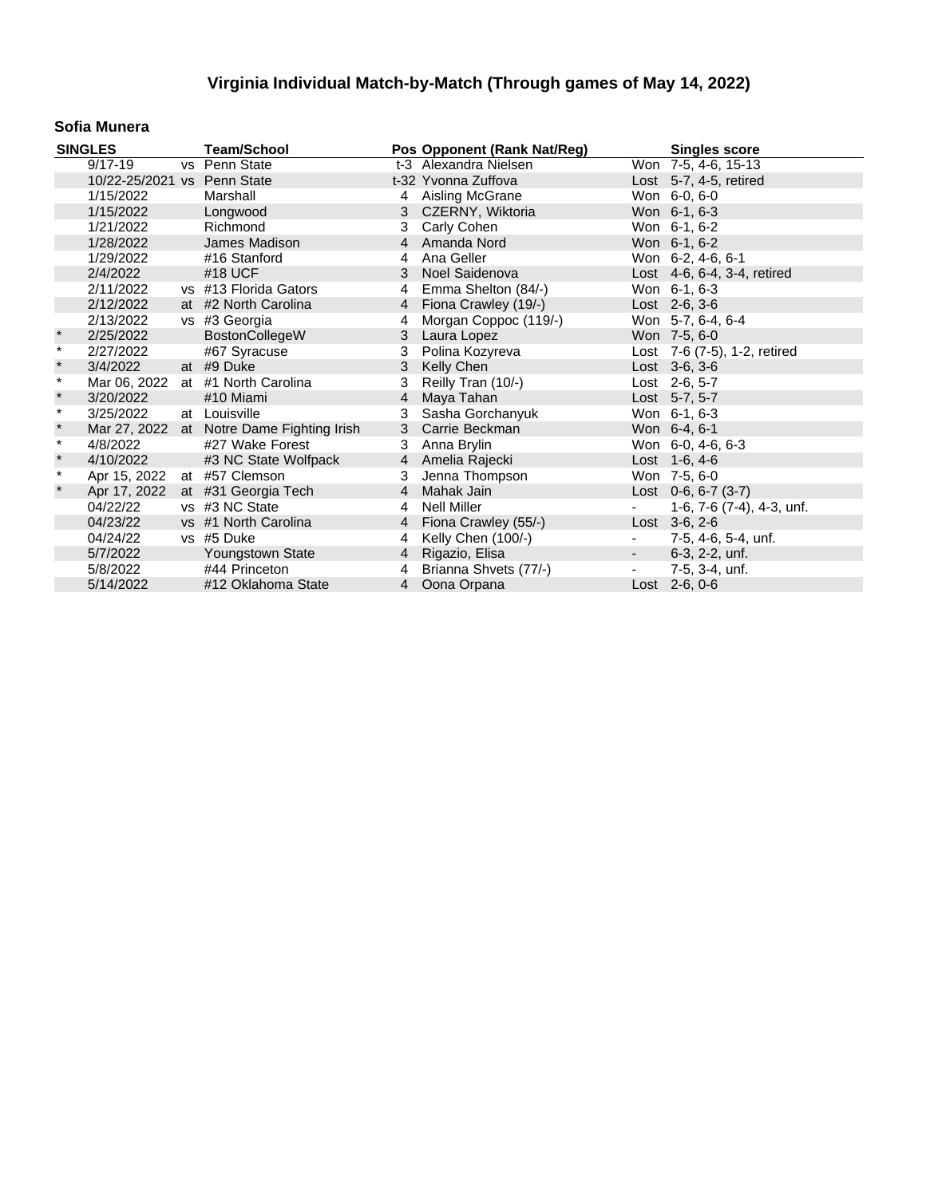## Virginia Individual Match-by-Match (Through games of May 14, 2022)

### Sofia Munera

| SINGLES | | | Team/School | Pos | Opponent (Rank Nat/Reg) | | Singles score |
|---|---|---|---|---|---|---|---|
| | 9/17-19 | vs | Penn State | t-3 | Alexandra Nielsen | Won | 7-5, 4-6, 15-13 |
| | 10/22-25/2021 | vs | Penn State | t-32 | Yvonna Zuffova | Lost | 5-7, 4-5, retired |
| | 1/15/2022 | | Marshall | 4 | Aisling McGrane | Won | 6-0, 6-0 |
| | 1/15/2022 | | Longwood | 3 | CZERNY, Wiktoria | Won | 6-1, 6-3 |
| | 1/21/2022 | | Richmond | 3 | Carly Cohen | Won | 6-1, 6-2 |
| | 1/28/2022 | | James Madison | 4 | Amanda Nord | Won | 6-1, 6-2 |
| | 1/29/2022 | | #16 Stanford | 4 | Ana Geller | Won | 6-2, 4-6, 6-1 |
| | 2/4/2022 | | #18 UCF | 3 | Noel Saidenova | Lost | 4-6, 6-4, 3-4, retired |
| | 2/11/2022 | vs | #13 Florida Gators | 4 | Emma Shelton (84/-) | Won | 6-1, 6-3 |
| | 2/12/2022 | at | #2 North Carolina | 4 | Fiona Crawley (19/-) | Lost | 2-6, 3-6 |
| | 2/13/2022 | vs | #3 Georgia | 4 | Morgan Coppoc (119/-) | Won | 5-7, 6-4, 6-4 |
| * | 2/25/2022 | | BostonCollegeW | 3 | Laura Lopez | Won | 7-5, 6-0 |
| * | 2/27/2022 | | #67 Syracuse | 3 | Polina Kozyreva | Lost | 7-6 (7-5), 1-2, retired |
| * | 3/4/2022 | at | #9 Duke | 3 | Kelly Chen | Lost | 3-6, 3-6 |
| * | Mar 06, 2022 | at | #1 North Carolina | 3 | Reilly Tran (10/-) | Lost | 2-6, 5-7 |
| * | 3/20/2022 | | #10 Miami | 4 | Maya Tahan | Lost | 5-7, 5-7 |
| * | 3/25/2022 | at | Louisville | 3 | Sasha Gorchanyuk | Won | 6-1, 6-3 |
| * | Mar 27, 2022 | at | Notre Dame Fighting Irish | 3 | Carrie Beckman | Won | 6-4, 6-1 |
| * | 4/8/2022 | | #27 Wake Forest | 3 | Anna Brylin | Won | 6-0, 4-6, 6-3 |
| * | 4/10/2022 | | #3 NC State Wolfpack | 4 | Amelia Rajecki | Lost | 1-6, 4-6 |
| * | Apr 15, 2022 | at | #57 Clemson | 3 | Jenna Thompson | Won | 7-5, 6-0 |
| * | Apr 17, 2022 | at | #31 Georgia Tech | 4 | Mahak Jain | Lost | 0-6, 6-7 (3-7) |
| | 04/22/22 | vs | #3 NC State | 4 | Nell Miller | - | 1-6, 7-6 (7-4), 4-3, unf. |
| | 04/23/22 | vs | #1 North Carolina | 4 | Fiona Crawley (55/-) | Lost | 3-6, 2-6 |
| | 04/24/22 | vs | #5 Duke | 4 | Kelly Chen (100/-) | - | 7-5, 4-6, 5-4, unf. |
| | 5/7/2022 | | Youngstown State | 4 | Rigazio, Elisa | - | 6-3, 2-2, unf. |
| | 5/8/2022 | | #44 Princeton | 4 | Brianna Shvets (77/-) | - | 7-5, 3-4, unf. |
| | 5/14/2022 | | #12 Oklahoma State | 4 | Oona Orpana | Lost | 2-6, 0-6 |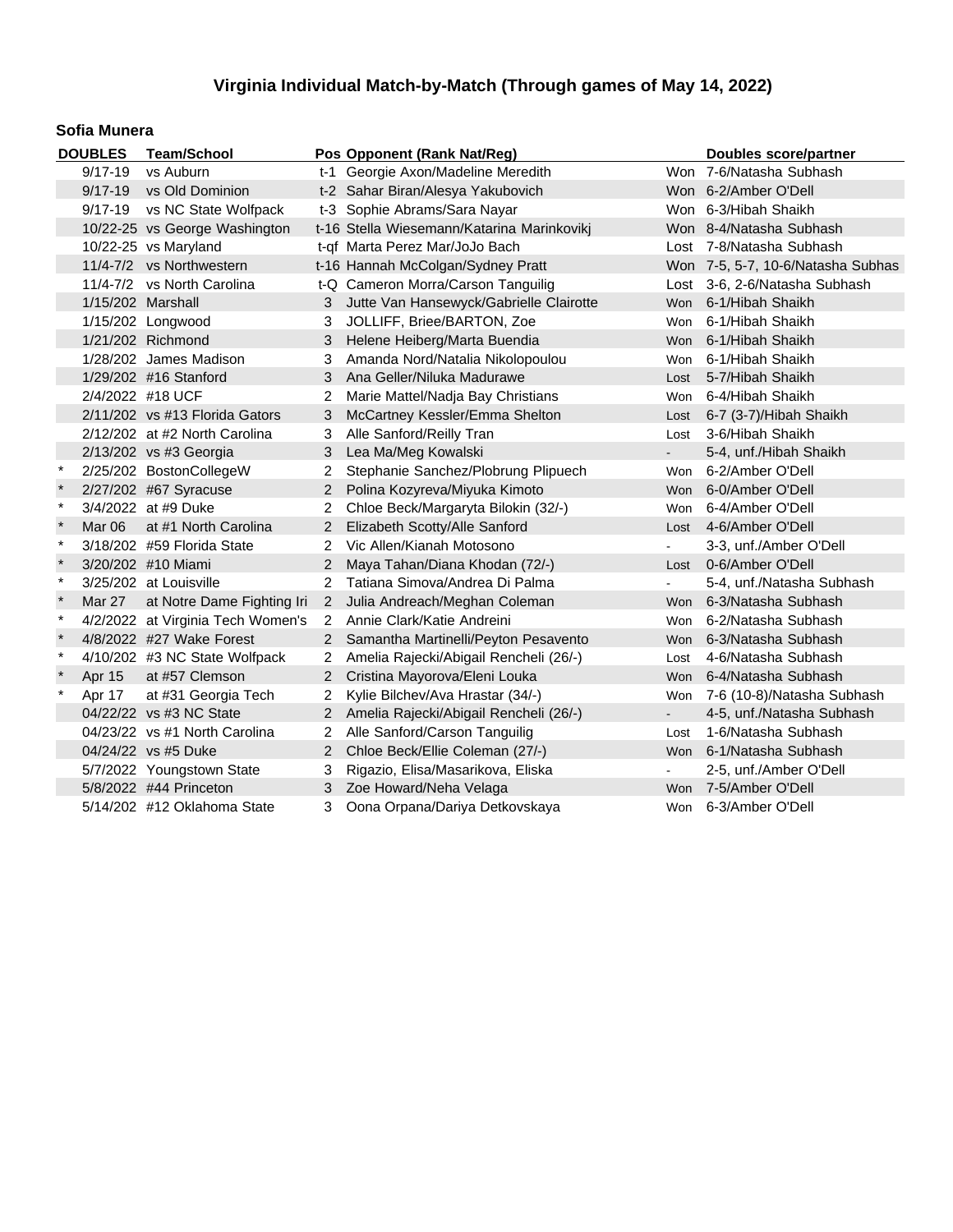# Virginia Individual Match-by-Match (Through games of May 14, 2022)

## Sofia Munera

| DOUBLES | | Team/School | Pos | Opponent (Rank Nat/Reg) | | Doubles score/partner |
|---|---|---|---|---|---|---|
| | 9/17-19 | vs Auburn | t-1 | Georgie Axon/Madeline Meredith | Won | 7-6/Natasha Subhash |
| | 9/17-19 | vs Old Dominion | t-2 | Sahar Biran/Alesya Yakubovich | Won | 6-2/Amber O'Dell |
| | 9/17-19 | vs NC State Wolfpack | t-3 | Sophie Abrams/Sara Nayar | Won | 6-3/Hibah Shaikh |
| | 10/22-25 | vs George Washington | t-16 | Stella Wiesemann/Katarina Marinkovikj | Won | 8-4/Natasha Subhash |
| | 10/22-25 | vs Maryland | t-qf | Marta Perez Mar/JoJo Bach | Lost | 7-8/Natasha Subhash |
| | 11/4-7/2 | vs Northwestern | t-16 | Hannah McColgan/Sydney Pratt | Won | 7-5, 5-7, 10-6/Natasha Subhas |
| | 11/4-7/2 | vs North Carolina | t-Q | Cameron Morra/Carson Tanguilig | Lost | 3-6, 2-6/Natasha Subhash |
| | 1/15/202 | Marshall | 3 | Jutte Van Hansewyck/Gabrielle Clairotte | Won | 6-1/Hibah Shaikh |
| | 1/15/202 | Longwood | 3 | JOLLIFF, Briee/BARTON, Zoe | Won | 6-1/Hibah Shaikh |
| | 1/21/202 | Richmond | 3 | Helene Heiberg/Marta Buendia | Won | 6-1/Hibah Shaikh |
| | 1/28/202 | James Madison | 3 | Amanda Nord/Natalia Nikolopoulou | Won | 6-1/Hibah Shaikh |
| | 1/29/202 | #16 Stanford | 3 | Ana Geller/Niluka Madurawe | Lost | 5-7/Hibah Shaikh |
| | 2/4/2022 | #18 UCF | 2 | Marie Mattel/Nadja Bay Christians | Won | 6-4/Hibah Shaikh |
| | 2/11/202 | vs #13 Florida Gators | 3 | McCartney Kessler/Emma Shelton | Lost | 6-7 (3-7)/Hibah Shaikh |
| | 2/12/202 | at #2 North Carolina | 3 | Alle Sanford/Reilly Tran | Lost | 3-6/Hibah Shaikh |
| | 2/13/202 | vs #3 Georgia | 3 | Lea Ma/Meg Kowalski | - | 5-4, unf./Hibah Shaikh |
| * | 2/25/202 | BostonCollegeW | 2 | Stephanie Sanchez/Plobrung Plipuech | Won | 6-2/Amber O'Dell |
| * | 2/27/202 | #67 Syracuse | 2 | Polina Kozyreva/Miyuka Kimoto | Won | 6-0/Amber O'Dell |
| * | 3/4/2022 | at #9 Duke | 2 | Chloe Beck/Margaryta Bilokin (32/-) | Won | 6-4/Amber O'Dell |
| * | Mar 06 | at #1 North Carolina | 2 | Elizabeth Scotty/Alle Sanford | Lost | 4-6/Amber O'Dell |
| * | 3/18/202 | #59 Florida State | 2 | Vic Allen/Kianah Motosono | - | 3-3, unf./Amber O'Dell |
| * | 3/20/202 | #10 Miami | 2 | Maya Tahan/Diana Khodan (72/-) | Lost | 0-6/Amber O'Dell |
| * | 3/25/202 | at Louisville | 2 | Tatiana Simova/Andrea Di Palma | - | 5-4, unf./Natasha Subhash |
| * | Mar 27 | at Notre Dame Fighting Iri | 2 | Julia Andreach/Meghan Coleman | Won | 6-3/Natasha Subhash |
| * | 4/2/2022 | at Virginia Tech Women's | 2 | Annie Clark/Katie Andreini | Won | 6-2/Natasha Subhash |
| * | 4/8/2022 | #27 Wake Forest | 2 | Samantha Martinelli/Peyton Pesavento | Won | 6-3/Natasha Subhash |
| * | 4/10/202 | #3 NC State Wolfpack | 2 | Amelia Rajecki/Abigail Rencheli (26/-) | Lost | 4-6/Natasha Subhash |
| * | Apr 15 | at #57 Clemson | 2 | Cristina Mayorova/Eleni Louka | Won | 6-4/Natasha Subhash |
| * | Apr 17 | at #31 Georgia Tech | 2 | Kylie Bilchev/Ava Hrastar (34/-) | Won | 7-6 (10-8)/Natasha Subhash |
| | 04/22/22 | vs #3 NC State | 2 | Amelia Rajecki/Abigail Rencheli (26/-) | - | 4-5, unf./Natasha Subhash |
| | 04/23/22 | vs #1 North Carolina | 2 | Alle Sanford/Carson Tanguilig | Lost | 1-6/Natasha Subhash |
| | 04/24/22 | vs #5 Duke | 2 | Chloe Beck/Ellie Coleman (27/-) | Won | 6-1/Natasha Subhash |
| | 5/7/2022 | Youngstown State | 3 | Rigazio, Elisa/Masarikova, Eliska | - | 2-5, unf./Amber O'Dell |
| | 5/8/2022 | #44 Princeton | 3 | Zoe Howard/Neha Velaga | Won | 7-5/Amber O'Dell |
| | 5/14/202 | #12 Oklahoma State | 3 | Oona Orpana/Dariya Detkovskaya | Won | 6-3/Amber O'Dell |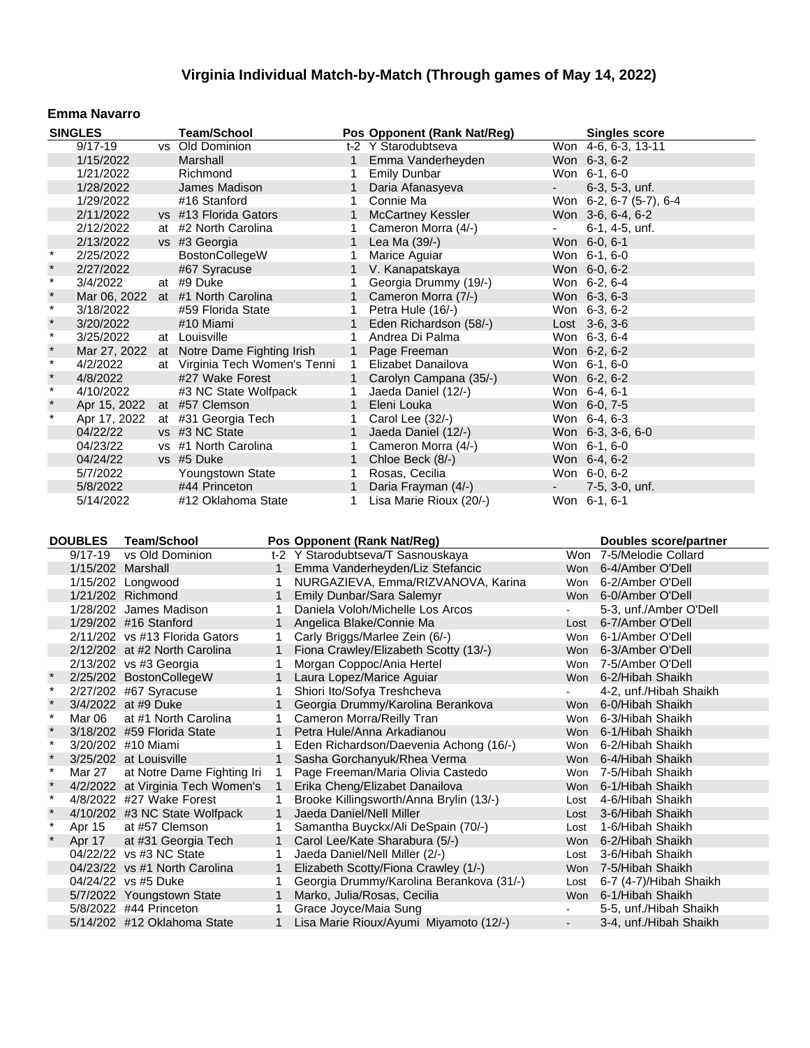# Virginia Individual Match-by-Match (Through games of May 14, 2022)

## Emma Navarro

| | SINGLES | | Team/School | Pos | Opponent (Rank Nat/Reg) | | Singles score |
|---|---|---|---|---|---|---|---|
| | 9/17-19 | vs | Old Dominion | t-2 | Y Starodubtseva | Won | 4-6, 6-3, 13-11 |
| | 1/15/2022 | | Marshall | 1 | Emma Vanderheyden | Won | 6-3, 6-2 |
| | 1/21/2022 | | Richmond | 1 | Emily Dunbar | Won | 6-1, 6-0 |
| | 1/28/2022 | | James Madison | 1 | Daria Afanasyeva | - | 6-3, 5-3, unf. |
| | 1/29/2022 | | #16 Stanford | 1 | Connie Ma | Won | 6-2, 6-7 (5-7), 6-4 |
| | 2/11/2022 | vs | #13 Florida Gators | 1 | McCartney Kessler | Won | 3-6, 6-4, 6-2 |
| | 2/12/2022 | at | #2 North Carolina | 1 | Cameron Morra (4/-) | - | 6-1, 4-5, unf. |
| | 2/13/2022 | vs | #3 Georgia | 1 | Lea Ma (39/-) | Won | 6-0, 6-1 |
| * | 2/25/2022 | | BostonCollegeW | 1 | Marice Aguiar | Won | 6-1, 6-0 |
| * | 2/27/2022 | | #67 Syracuse | 1 | V. Kanapatskaya | Won | 6-0, 6-2 |
| * | 3/4/2022 | at | #9 Duke | 1 | Georgia Drummy (19/-) | Won | 6-2, 6-4 |
| * | Mar 06, 2022 | at | #1 North Carolina | 1 | Cameron Morra (7/-) | Won | 6-3, 6-3 |
| * | 3/18/2022 | | #59 Florida State | 1 | Petra Hule (16/-) | Won | 6-3, 6-2 |
| * | 3/20/2022 | | #10 Miami | 1 | Eden Richardson (58/-) | Lost | 3-6, 3-6 |
| * | 3/25/2022 | at | Louisville | 1 | Andrea Di Palma | Won | 6-3, 6-4 |
| * | Mar 27, 2022 | at | Notre Dame Fighting Irish | 1 | Page Freeman | Won | 6-2, 6-2 |
| * | 4/2/2022 | at | Virginia Tech Women's Tenni | 1 | Elizabet Danailova | Won | 6-1, 6-0 |
| * | 4/8/2022 | | #27 Wake Forest | 1 | Carolyn Campana (35/-) | Won | 6-2, 6-2 |
| * | 4/10/2022 | | #3 NC State Wolfpack | 1 | Jaeda Daniel (12/-) | Won | 6-4, 6-1 |
| * | Apr 15, 2022 | at | #57 Clemson | 1 | Eleni Louka | Won | 6-0, 7-5 |
| * | Apr 17, 2022 | at | #31 Georgia Tech | 1 | Carol Lee (32/-) | Won | 6-4, 6-3 |
| | 04/22/22 | vs | #3 NC State | 1 | Jaeda Daniel (12/-) | Won | 6-3, 3-6, 6-0 |
| | 04/23/22 | vs | #1 North Carolina | 1 | Cameron Morra (4/-) | Won | 6-1, 6-0 |
| | 04/24/22 | vs | #5 Duke | 1 | Chloe Beck (8/-) | Won | 6-4, 6-2 |
| | 5/7/2022 | | Youngstown State | 1 | Rosas, Cecilia | Won | 6-0, 6-2 |
| | 5/8/2022 | | #44 Princeton | 1 | Daria Frayman (4/-) | - | 7-5, 3-0, unf. |
| | 5/14/2022 | | #12 Oklahoma State | 1 | Lisa Marie Rioux (20/-) | Won | 6-1, 6-1 |

| | DOUBLES | Team/School | Pos | Opponent (Rank Nat/Reg) | | Doubles score/partner |
|---|---|---|---|---|---|---|
| | 9/17-19 | vs Old Dominion | t-2 | Y Starodubtseva/T Sasnouskaya | Won | 7-5/Melodie Collard |
| | 1/15/202 | Marshall | 1 | Emma Vanderheyden/Liz Stefancic | Won | 6-4/Amber O'Dell |
| | 1/15/202 | Longwood | 1 | NURGAZIEVA, Emma/RIZVANOVA, Karina | Won | 6-2/Amber O'Dell |
| | 1/21/202 | Richmond | 1 | Emily Dunbar/Sara Salemyr | Won | 6-0/Amber O'Dell |
| | 1/28/202 | James Madison | 1 | Daniela Voloh/Michelle Los Arcos | - | 5-3, unf./Amber O'Dell |
| | 1/29/202 | #16 Stanford | 1 | Angelica Blake/Connie Ma | Lost | 6-7/Amber O'Dell |
| | 2/11/202 | vs #13 Florida Gators | 1 | Carly Briggs/Marlee Zein (6/-) | Won | 6-1/Amber O'Dell |
| | 2/12/202 | at #2 North Carolina | 1 | Fiona Crawley/Elizabeth Scotty (13/-) | Won | 6-3/Amber O'Dell |
| | 2/13/202 | vs #3 Georgia | 1 | Morgan Coppoc/Ania Hertel | Won | 7-5/Amber O'Dell |
| * | 2/25/202 | BostonCollegeW | 1 | Laura Lopez/Marice Aguiar | Won | 6-2/Hibah Shaikh |
| * | 2/27/202 | #67 Syracuse | 1 | Shiori Ito/Sofya Treshcheva | - | 4-2, unf./Hibah Shaikh |
| * | 3/4/2022 | at #9 Duke | 1 | Georgia Drummy/Karolina Berankova | Won | 6-0/Hibah Shaikh |
| * | Mar 06 | at #1 North Carolina | 1 | Cameron Morra/Reilly Tran | Won | 6-3/Hibah Shaikh |
| * | 3/18/202 | #59 Florida State | 1 | Petra Hule/Anna Arkadianou | Won | 6-1/Hibah Shaikh |
| * | 3/20/202 | #10 Miami | 1 | Eden Richardson/Daevenia Achong (16/-) | Won | 6-2/Hibah Shaikh |
| * | 3/25/202 | at Louisville | 1 | Sasha Gorchanyuk/Rhea Verma | Won | 6-4/Hibah Shaikh |
| * | Mar 27 | at Notre Dame Fighting Iri | 1 | Page Freeman/Maria Olivia Castedo | Won | 7-5/Hibah Shaikh |
| * | 4/2/2022 | at Virginia Tech Women's | 1 | Erika Cheng/Elizabet Danailova | Won | 6-1/Hibah Shaikh |
| * | 4/8/2022 | #27 Wake Forest | 1 | Brooke Killingsworth/Anna Brylin (13/-) | Lost | 4-6/Hibah Shaikh |
| * | 4/10/202 | #3 NC State Wolfpack | 1 | Jaeda Daniel/Nell Miller | Lost | 3-6/Hibah Shaikh |
| * | Apr 15 | at #57 Clemson | 1 | Samantha Buyckx/Ali DeSpain (70/-) | Lost | 1-6/Hibah Shaikh |
| * | Apr 17 | at #31 Georgia Tech | 1 | Carol Lee/Kate Sharabura (5/-) | Won | 6-2/Hibah Shaikh |
| | 04/22/22 | vs #3 NC State | 1 | Jaeda Daniel/Nell Miller (2/-) | Lost | 3-6/Hibah Shaikh |
| | 04/23/22 | vs #1 North Carolina | 1 | Elizabeth Scotty/Fiona Crawley (1/-) | Won | 7-5/Hibah Shaikh |
| | 04/24/22 | vs #5 Duke | 1 | Georgia Drummy/Karolina Berankova (31/-) | Lost | 6-7 (4-7)/Hibah Shaikh |
| | 5/7/2022 | Youngstown State | 1 | Marko, Julia/Rosas, Cecilia | Won | 6-1/Hibah Shaikh |
| | 5/8/2022 | #44 Princeton | 1 | Grace Joyce/Maia Sung | - | 5-5, unf./Hibah Shaikh |
| | 5/14/202 | #12 Oklahoma State | 1 | Lisa Marie Rioux/Ayumi Miyamoto (12/-) | - | 3-4, unf./Hibah Shaikh |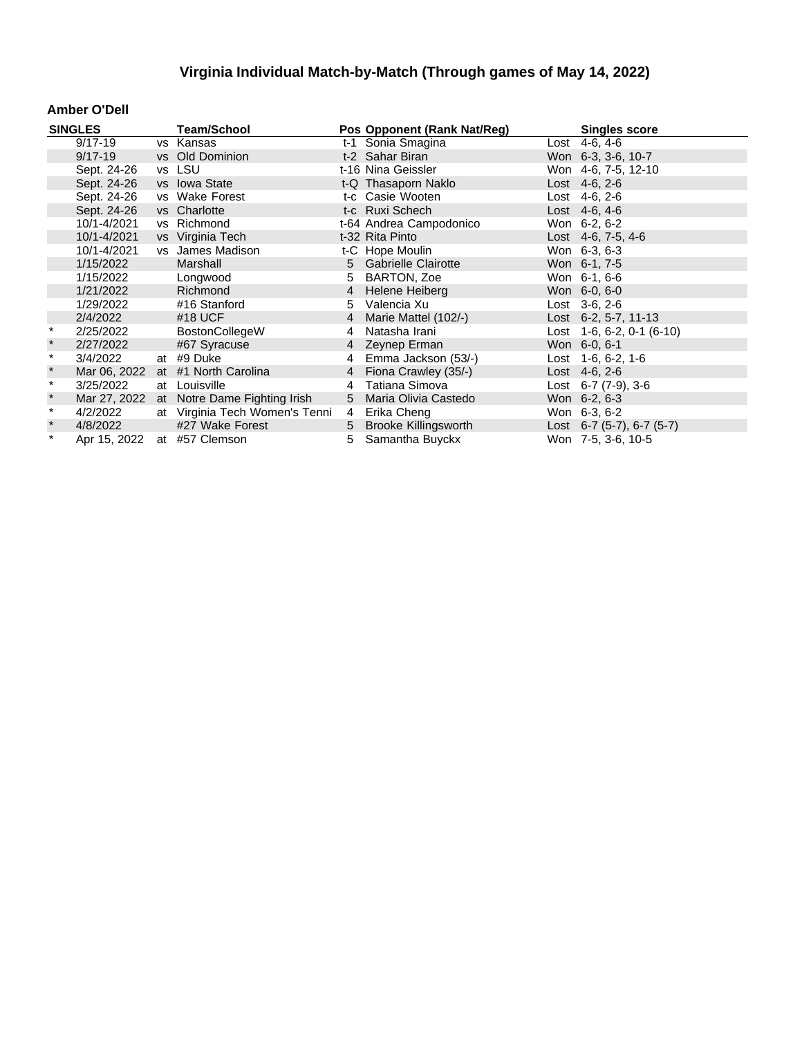# Virginia Individual Match-by-Match (Through games of May 14, 2022)

**Amber O'Dell**

| SINGLES | | | Team/School | Pos | Opponent (Rank Nat/Reg) | | Singles score |
|---|---|---|---|---|---|---|---|
| | 9/17-19 | vs | Kansas | t-1 | Sonia Smagina | Lost | 4-6, 4-6 |
| | 9/17-19 | vs | Old Dominion | t-2 | Sahar Biran | Won | 6-3, 3-6, 10-7 |
| | Sept. 24-26 | vs | LSU | t-16 | Nina Geissler | Won | 4-6, 7-5, 12-10 |
| | Sept. 24-26 | vs | Iowa State | t-Q | Thasaporn Naklo | Lost | 4-6, 2-6 |
| | Sept. 24-26 | vs | Wake Forest | t-c | Casie Wooten | Lost | 4-6, 2-6 |
| | Sept. 24-26 | vs | Charlotte | t-c | Ruxi Schech | Lost | 4-6, 4-6 |
| | 10/1-4/2021 | vs | Richmond | t-64 | Andrea Campodonico | Won | 6-2, 6-2 |
| | 10/1-4/2021 | vs | Virginia Tech | t-32 | Rita Pinto | Lost | 4-6, 7-5, 4-6 |
| | 10/1-4/2021 | vs | James Madison | t-C | Hope Moulin | Won | 6-3, 6-3 |
| | 1/15/2022 | | Marshall | 5 | Gabrielle Clairotte | Won | 6-1, 7-5 |
| | 1/15/2022 | | Longwood | 5 | BARTON, Zoe | Won | 6-1, 6-6 |
| | 1/21/2022 | | Richmond | 4 | Helene Heiberg | Won | 6-0, 6-0 |
| | 1/29/2022 | | #16 Stanford | 5 | Valencia Xu | Lost | 3-6, 2-6 |
| | 2/4/2022 | | #18 UCF | 4 | Marie Mattel (102/-) | Lost | 6-2, 5-7, 11-13 |
| * | 2/25/2022 | | BostonCollegeW | 4 | Natasha Irani | Lost | 1-6, 6-2, 0-1 (6-10) |
| * | 2/27/2022 | | #67 Syracuse | 4 | Zeynep Erman | Won | 6-0, 6-1 |
| * | 3/4/2022 | at | #9 Duke | 4 | Emma Jackson (53/-) | Lost | 1-6, 6-2, 1-6 |
| * | Mar 06, 2022 | at | #1 North Carolina | 4 | Fiona Crawley (35/-) | Lost | 4-6, 2-6 |
| * | 3/25/2022 | at | Louisville | 4 | Tatiana Simova | Lost | 6-7 (7-9), 3-6 |
| * | Mar 27, 2022 | at | Notre Dame Fighting Irish | 5 | Maria Olivia Castedo | Won | 6-2, 6-3 |
| * | 4/2/2022 | at | Virginia Tech Women's Tenni | 4 | Erika Cheng | Won | 6-3, 6-2 |
| * | 4/8/2022 | | #27 Wake Forest | 5 | Brooke Killingsworth | Lost | 6-7 (5-7), 6-7 (5-7) |
| * | Apr 15, 2022 | at | #57 Clemson | 5 | Samantha Buyckx | Won | 7-5, 3-6, 10-5 |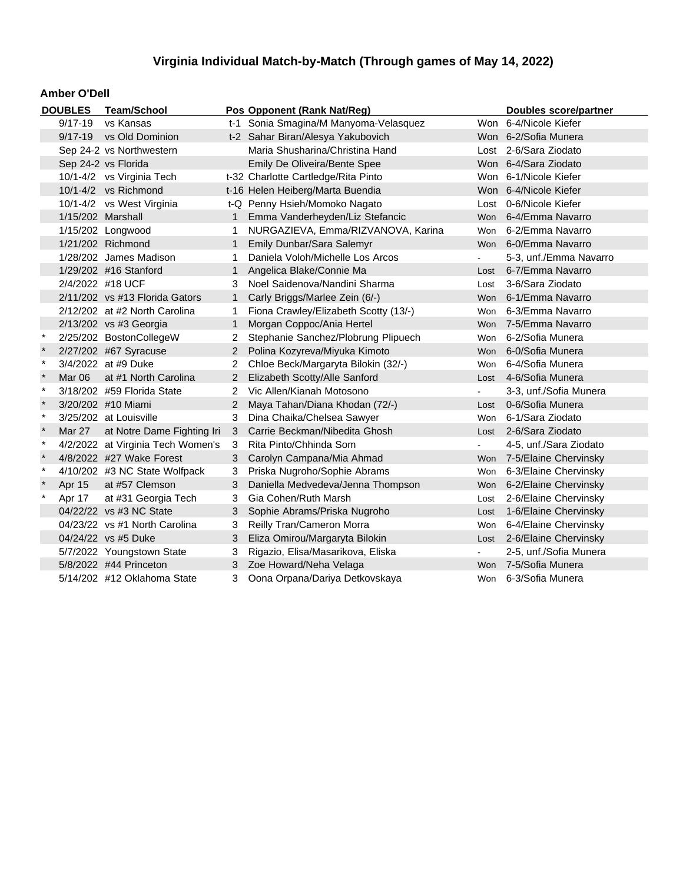## Virginia Individual Match-by-Match (Through games of May 14, 2022)

### Amber O'Dell

| | DOUBLES | Team/School | Pos | Opponent (Rank Nat/Reg) | | Doubles score/partner |
|---|---|---|---|---|---|---|
| | 9/17-19 | vs Kansas | t-1 | Sonia Smagina/M Manyoma-Velasquez | Won | 6-4/Nicole Kiefer |
| | 9/17-19 | vs Old Dominion | t-2 | Sahar Biran/Alesya Yakubovich | Won | 6-2/Sofia Munera |
| | Sep 24-2 | vs Northwestern | | Maria Shusharina/Christina Hand | Lost | 2-6/Sara Ziodato |
| | Sep 24-2 | vs Florida | | Emily De Oliveira/Bente Spee | Won | 6-4/Sara Ziodato |
| | 10/1-4/2 | vs Virginia Tech | t-32 | Charlotte Cartledge/Rita Pinto | Won | 6-1/Nicole Kiefer |
| | 10/1-4/2 | vs Richmond | t-16 | Helen Heiberg/Marta Buendia | Won | 6-4/Nicole Kiefer |
| | 10/1-4/2 | vs West Virginia | t-Q | Penny Hsieh/Momoko Nagato | Lost | 0-6/Nicole Kiefer |
| | 1/15/202 | Marshall | 1 | Emma Vanderheyden/Liz Stefancic | Won | 6-4/Emma Navarro |
| | 1/15/202 | Longwood | 1 | NURGAZIEVA, Emma/RIZVANOVA, Karina | Won | 6-2/Emma Navarro |
| | 1/21/202 | Richmond | 1 | Emily Dunbar/Sara Salemyr | Won | 6-0/Emma Navarro |
| | 1/28/202 | James Madison | 1 | Daniela Voloh/Michelle Los Arcos | - | 5-3, unf./Emma Navarro |
| | 1/29/202 | #16 Stanford | 1 | Angelica Blake/Connie Ma | Lost | 6-7/Emma Navarro |
| | 2/4/2022 | #18 UCF | 3 | Noel Saidenova/Nandini Sharma | Lost | 3-6/Sara Ziodato |
| | 2/11/202 | vs #13 Florida Gators | 1 | Carly Briggs/Marlee Zein (6/-) | Won | 6-1/Emma Navarro |
| | 2/12/202 | at #2 North Carolina | 1 | Fiona Crawley/Elizabeth Scotty (13/-) | Won | 6-3/Emma Navarro |
| | 2/13/202 | vs #3 Georgia | 1 | Morgan Coppoc/Ania Hertel | Won | 7-5/Emma Navarro |
| * | 2/25/202 | BostonCollegeW | 2 | Stephanie Sanchez/Plobrung Plipuech | Won | 6-2/Sofia Munera |
| * | 2/27/202 | #67 Syracuse | 2 | Polina Kozyreva/Miyuka Kimoto | Won | 6-0/Sofia Munera |
| * | 3/4/2022 | at #9 Duke | 2 | Chloe Beck/Margaryta Bilokin (32/-) | Won | 6-4/Sofia Munera |
| * | Mar 06 | at #1 North Carolina | 2 | Elizabeth Scotty/Alle Sanford | Lost | 4-6/Sofia Munera |
| * | 3/18/202 | #59 Florida State | 2 | Vic Allen/Kianah Motosono | - | 3-3, unf./Sofia Munera |
| * | 3/20/202 | #10 Miami | 2 | Maya Tahan/Diana Khodan (72/-) | Lost | 0-6/Sofia Munera |
| * | 3/25/202 | at Louisville | 3 | Dina Chaika/Chelsea Sawyer | Won | 6-1/Sara Ziodato |
| * | Mar 27 | at Notre Dame Fighting Iri | 3 | Carrie Beckman/Nibedita Ghosh | Lost | 2-6/Sara Ziodato |
| * | 4/2/2022 | at Virginia Tech Women's | 3 | Rita Pinto/Chhinda Som | - | 4-5, unf./Sara Ziodato |
| * | 4/8/2022 | #27 Wake Forest | 3 | Carolyn Campana/Mia Ahmad | Won | 7-5/Elaine Chervinsky |
| * | 4/10/202 | #3 NC State Wolfpack | 3 | Priska Nugroho/Sophie Abrams | Won | 6-3/Elaine Chervinsky |
| * | Apr 15 | at #57 Clemson | 3 | Daniella Medvedeva/Jenna Thompson | Won | 6-2/Elaine Chervinsky |
| * | Apr 17 | at #31 Georgia Tech | 3 | Gia Cohen/Ruth Marsh | Lost | 2-6/Elaine Chervinsky |
| | 04/22/22 | vs #3 NC State | 3 | Sophie Abrams/Priska Nugroho | Lost | 1-6/Elaine Chervinsky |
| | 04/23/22 | vs #1 North Carolina | 3 | Reilly Tran/Cameron Morra | Won | 6-4/Elaine Chervinsky |
| | 04/24/22 | vs #5 Duke | 3 | Eliza Omirou/Margaryta Bilokin | Lost | 2-6/Elaine Chervinsky |
| | 5/7/2022 | Youngstown State | 3 | Rigazio, Elisa/Masarikova, Eliska | - | 2-5, unf./Sofia Munera |
| | 5/8/2022 | #44 Princeton | 3 | Zoe Howard/Neha Velaga | Won | 7-5/Sofia Munera |
| | 5/14/202 | #12 Oklahoma State | 3 | Oona Orpana/Dariya Detkovskaya | Won | 6-3/Sofia Munera |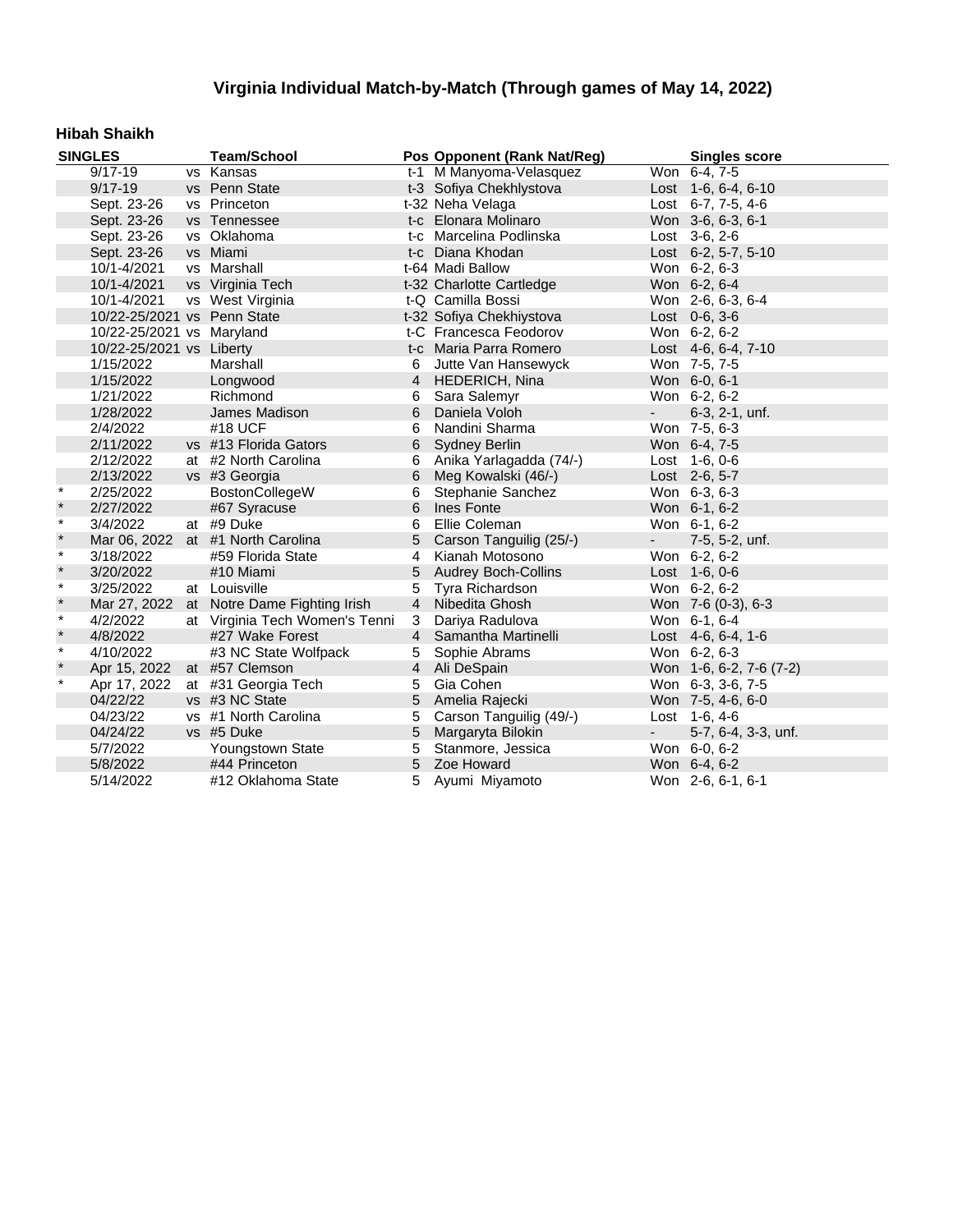# Virginia Individual Match-by-Match (Through games of May 14, 2022)

### Hibah Shaikh

| SINGLES | | | Team/School | Pos | Opponent (Rank Nat/Reg) | | Singles score |
|---|---|---|---|---|---|---|---|
| | 9/17-19 | vs | Kansas | t-1 | M Manyoma-Velasquez | Won | 6-4, 7-5 |
| | 9/17-19 | vs | Penn State | t-3 | Sofiya Chekhlystova | Lost | 1-6, 6-4, 6-10 |
| | Sept. 23-26 | vs | Princeton | t-32 | Neha Velaga | Lost | 6-7, 7-5, 4-6 |
| | Sept. 23-26 | vs | Tennessee | t-c | Elonara Molinaro | Won | 3-6, 6-3, 6-1 |
| | Sept. 23-26 | vs | Oklahoma | t-c | Marcelina Podlinska | Lost | 3-6, 2-6 |
| | Sept. 23-26 | vs | Miami | t-c | Diana Khodan | Lost | 6-2, 5-7, 5-10 |
| | 10/1-4/2021 | vs | Marshall | t-64 | Madi Ballow | Won | 6-2, 6-3 |
| | 10/1-4/2021 | vs | Virginia Tech | t-32 | Charlotte Cartledge | Won | 6-2, 6-4 |
| | 10/1-4/2021 | vs | West Virginia | t-Q | Camilla Bossi | Won | 2-6, 6-3, 6-4 |
| | 10/22-25/2021 | vs | Penn State | t-32 | Sofiya Chekhiystova | Lost | 0-6, 3-6 |
| | 10/22-25/2021 | vs | Maryland | t-C | Francesca Feodorov | Won | 6-2, 6-2 |
| | 10/22-25/2021 | vs | Liberty | t-c | Maria Parra Romero | Lost | 4-6, 6-4, 7-10 |
| | 1/15/2022 | | Marshall | 6 | Jutte Van Hansewyck | Won | 7-5, 7-5 |
| | 1/15/2022 | | Longwood | 4 | HEDERICH, Nina | Won | 6-0, 6-1 |
| | 1/21/2022 | | Richmond | 6 | Sara Salemyr | Won | 6-2, 6-2 |
| | 1/28/2022 | | James Madison | 6 | Daniela Voloh | - | 6-3, 2-1, unf. |
| | 2/4/2022 | | #18 UCF | 6 | Nandini Sharma | Won | 7-5, 6-3 |
| | 2/11/2022 | vs | #13 Florida Gators | 6 | Sydney Berlin | Won | 6-4, 7-5 |
| | 2/12/2022 | at | #2 North Carolina | 6 | Anika Yarlagadda (74/-) | Lost | 1-6, 0-6 |
| | 2/13/2022 | vs | #3 Georgia | 6 | Meg Kowalski (46/-) | Lost | 2-6, 5-7 |
| * | 2/25/2022 | | BostonCollegeW | 6 | Stephanie Sanchez | Won | 6-3, 6-3 |
| * | 2/27/2022 | | #67 Syracuse | 6 | Ines Fonte | Won | 6-1, 6-2 |
| * | 3/4/2022 | at | #9 Duke | 6 | Ellie Coleman | Won | 6-1, 6-2 |
| * | Mar 06, 2022 | at | #1 North Carolina | 5 | Carson Tanguilig (25/-) | - | 7-5, 5-2, unf. |
| * | 3/18/2022 | | #59 Florida State | 4 | Kianah Motosono | Won | 6-2, 6-2 |
| * | 3/20/2022 | | #10 Miami | 5 | Audrey Boch-Collins | Lost | 1-6, 0-6 |
| * | 3/25/2022 | at | Louisville | 5 | Tyra Richardson | Won | 6-2, 6-2 |
| * | Mar 27, 2022 | at | Notre Dame Fighting Irish | 4 | Nibedita Ghosh | Won | 7-6 (0-3), 6-3 |
| * | 4/2/2022 | at | Virginia Tech Women's Tenni | 3 | Dariya Radulova | Won | 6-1, 6-4 |
| * | 4/8/2022 | | #27 Wake Forest | 4 | Samantha Martinelli | Lost | 4-6, 6-4, 1-6 |
| * | 4/10/2022 | | #3 NC State Wolfpack | 5 | Sophie Abrams | Won | 6-2, 6-3 |
| * | Apr 15, 2022 | at | #57 Clemson | 4 | Ali DeSpain | Won | 1-6, 6-2, 7-6 (7-2) |
| * | Apr 17, 2022 | at | #31 Georgia Tech | 5 | Gia Cohen | Won | 6-3, 3-6, 7-5 |
| | 04/22/22 | vs | #3 NC State | 5 | Amelia Rajecki | Won | 7-5, 4-6, 6-0 |
| | 04/23/22 | vs | #1 North Carolina | 5 | Carson Tanguilig (49/-) | Lost | 1-6, 4-6 |
| | 04/24/22 | vs | #5 Duke | 5 | Margaryta Bilokin | - | 5-7, 6-4, 3-3, unf. |
| | 5/7/2022 | | Youngstown State | 5 | Stanmore, Jessica | Won | 6-0, 6-2 |
| | 5/8/2022 | | #44 Princeton | 5 | Zoe Howard | Won | 6-4, 6-2 |
| | 5/14/2022 | | #12 Oklahoma State | 5 | Ayumi Miyamoto | Won | 2-6, 6-1, 6-1 |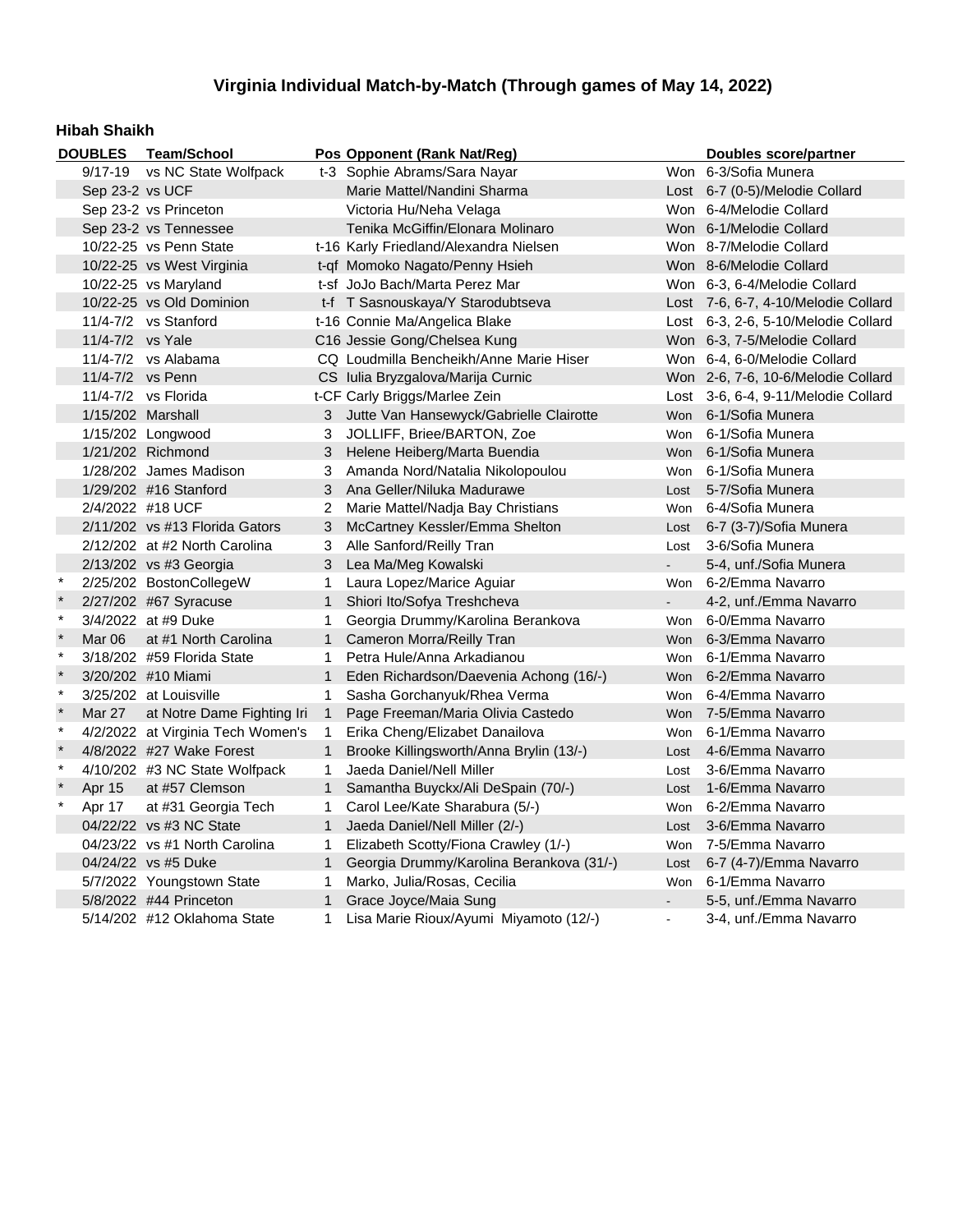# Virginia Individual Match-by-Match (Through games of May 14, 2022)

### Hibah Shaikh

| | DOUBLES | Team/School | Pos | Opponent (Rank Nat/Reg) | | Doubles score/partner |
|---|---|---|---|---|---|---|
| | 9/17-19 | vs NC State Wolfpack | t-3 | Sophie Abrams/Sara Nayar | Won | 6-3/Sofia Munera |
| | Sep 23-2 | vs UCF | | Marie Mattel/Nandini Sharma | Lost | 6-7 (0-5)/Melodie Collard |
| | Sep 23-2 | vs Princeton | | Victoria Hu/Neha Velaga | Won | 6-4/Melodie Collard |
| | Sep 23-2 | vs Tennessee | | Tenika McGiffin/Elonara Molinaro | Won | 6-1/Melodie Collard |
| | 10/22-25 | vs Penn State | t-16 | Karly Friedland/Alexandra Nielsen | Won | 8-7/Melodie Collard |
| | 10/22-25 | vs West Virginia | t-qf | Momoko Nagato/Penny Hsieh | Won | 8-6/Melodie Collard |
| | 10/22-25 | vs Maryland | t-sf | JoJo Bach/Marta Perez Mar | Won | 6-3, 6-4/Melodie Collard |
| | 10/22-25 | vs Old Dominion | t-f | T Sasnouskaya/Y Starodubtseva | Lost | 7-6, 6-7, 4-10/Melodie Collard |
| | 11/4-7/2 | vs Stanford | t-16 | Connie Ma/Angelica Blake | Lost | 6-3, 2-6, 5-10/Melodie Collard |
| | 11/4-7/2 | vs Yale | C16 | Jessie Gong/Chelsea Kung | Won | 6-3, 7-5/Melodie Collard |
| | 11/4-7/2 | vs Alabama | CQ | Loudmilla Bencheikh/Anne Marie Hiser | Won | 6-4, 6-0/Melodie Collard |
| | 11/4-7/2 | vs Penn | CS | Iulia Bryzgalova/Marija Curnic | Won | 2-6, 7-6, 10-6/Melodie Collard |
| | 11/4-7/2 | vs Florida | t-CF | Carly Briggs/Marlee Zein | Lost | 3-6, 6-4, 9-11/Melodie Collard |
| | 1/15/202 | Marshall | 3 | Jutte Van Hansewyck/Gabrielle Clairotte | Won | 6-1/Sofia Munera |
| | 1/15/202 | Longwood | 3 | JOLLIFF, Briee/BARTON, Zoe | Won | 6-1/Sofia Munera |
| | 1/21/202 | Richmond | 3 | Helene Heiberg/Marta Buendia | Won | 6-1/Sofia Munera |
| | 1/28/202 | James Madison | 3 | Amanda Nord/Natalia Nikolopoulou | Won | 6-1/Sofia Munera |
| | 1/29/202 | #16 Stanford | 3 | Ana Geller/Niluka Madurawe | Lost | 5-7/Sofia Munera |
| | 2/4/2022 | #18 UCF | 2 | Marie Mattel/Nadja Bay Christians | Won | 6-4/Sofia Munera |
| | 2/11/202 | vs #13 Florida Gators | 3 | McCartney Kessler/Emma Shelton | Lost | 6-7 (3-7)/Sofia Munera |
| | 2/12/202 | at #2 North Carolina | 3 | Alle Sanford/Reilly Tran | Lost | 3-6/Sofia Munera |
| | 2/13/202 | vs #3 Georgia | 3 | Lea Ma/Meg Kowalski | - | 5-4, unf./Sofia Munera |
| * | 2/25/202 | BostonCollegeW | 1 | Laura Lopez/Marice Aguiar | Won | 6-2/Emma Navarro |
| * | 2/27/202 | #67 Syracuse | 1 | Shiori Ito/Sofya Treshcheva | - | 4-2, unf./Emma Navarro |
| * | 3/4/2022 | at #9 Duke | 1 | Georgia Drummy/Karolina Berankova | Won | 6-0/Emma Navarro |
| * | Mar 06 | at #1 North Carolina | 1 | Cameron Morra/Reilly Tran | Won | 6-3/Emma Navarro |
| * | 3/18/202 | #59 Florida State | 1 | Petra Hule/Anna Arkadianou | Won | 6-1/Emma Navarro |
| * | 3/20/202 | #10 Miami | 1 | Eden Richardson/Daevenia Achong (16/-) | Won | 6-2/Emma Navarro |
| * | 3/25/202 | at Louisville | 1 | Sasha Gorchanyuk/Rhea Verma | Won | 6-4/Emma Navarro |
| * | Mar 27 | at Notre Dame Fighting Iri | 1 | Page Freeman/Maria Olivia Castedo | Won | 7-5/Emma Navarro |
| * | 4/2/2022 | at Virginia Tech Women's | 1 | Erika Cheng/Elizabet Danailova | Won | 6-1/Emma Navarro |
| * | 4/8/2022 | #27 Wake Forest | 1 | Brooke Killingsworth/Anna Brylin (13/-) | Lost | 4-6/Emma Navarro |
| * | 4/10/202 | #3 NC State Wolfpack | 1 | Jaeda Daniel/Nell Miller | Lost | 3-6/Emma Navarro |
| * | Apr 15 | at #57 Clemson | 1 | Samantha Buyckx/Ali DeSpain (70/-) | Lost | 1-6/Emma Navarro |
| * | Apr 17 | at #31 Georgia Tech | 1 | Carol Lee/Kate Sharabura (5/-) | Won | 6-2/Emma Navarro |
| | 04/22/22 | vs #3 NC State | 1 | Jaeda Daniel/Nell Miller (2/-) | Lost | 3-6/Emma Navarro |
| | 04/23/22 | vs #1 North Carolina | 1 | Elizabeth Scotty/Fiona Crawley (1/-) | Won | 7-5/Emma Navarro |
| | 04/24/22 | vs #5 Duke | 1 | Georgia Drummy/Karolina Berankova (31/-) | Lost | 6-7 (4-7)/Emma Navarro |
| | 5/7/2022 | Youngstown State | 1 | Marko, Julia/Rosas, Cecilia | Won | 6-1/Emma Navarro |
| | 5/8/2022 | #44 Princeton | 1 | Grace Joyce/Maia Sung | - | 5-5, unf./Emma Navarro |
| | 5/14/202 | #12 Oklahoma State | 1 | Lisa Marie Rioux/Ayumi Miyamoto (12/-) | - | 3-4, unf./Emma Navarro |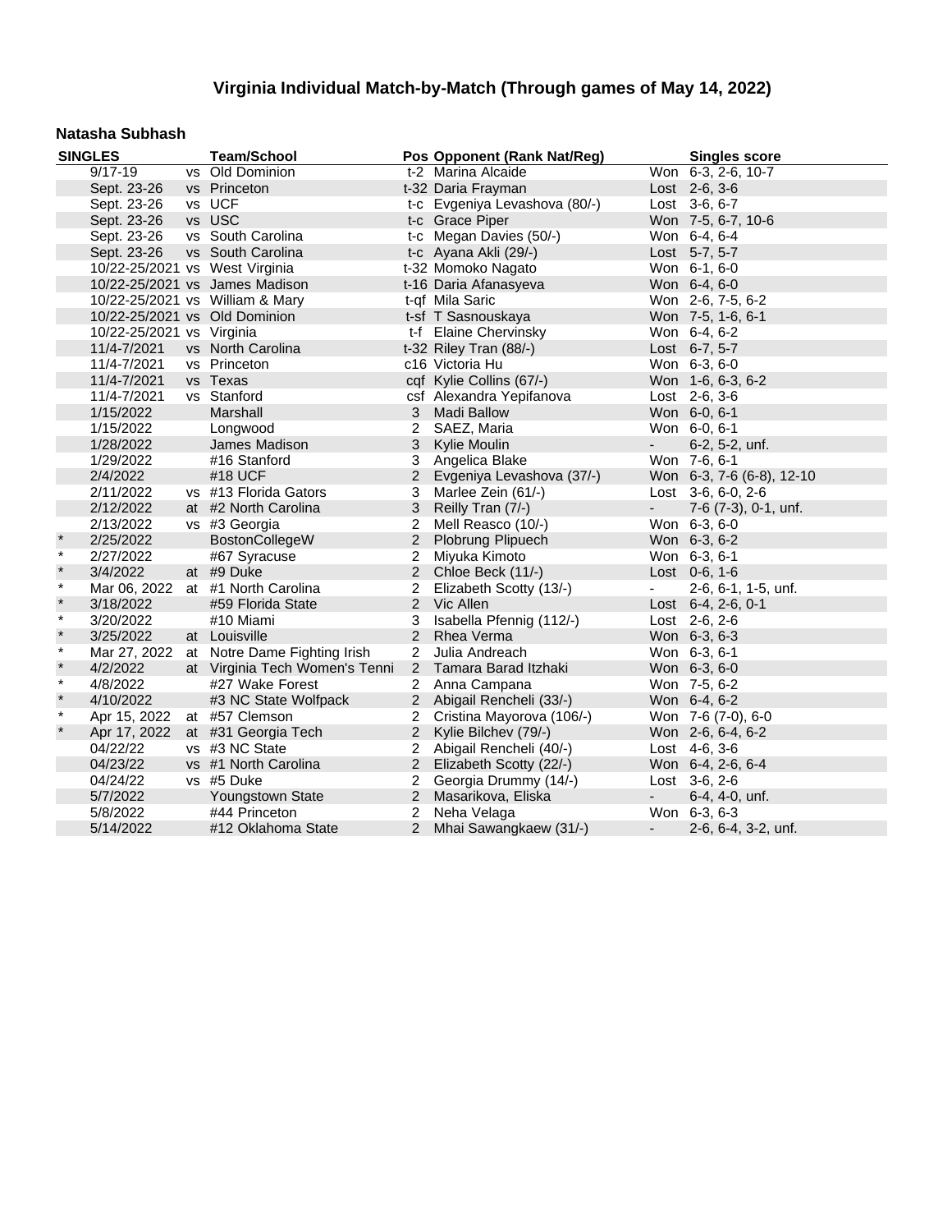# Virginia Individual Match-by-Match (Through games of May 14, 2022)

**Natasha Subhash**

| SINGLES | | | Team/School | Pos | Opponent (Rank Nat/Reg) | | Singles score |
|---|---|---|---|---|---|---|---|
| | 9/17-19 | vs | Old Dominion | t-2 | Marina Alcaide | Won | 6-3, 2-6, 10-7 |
| | Sept. 23-26 | vs | Princeton | t-32 | Daria Frayman | Lost | 2-6, 3-6 |
| | Sept. 23-26 | vs | UCF | t-c | Evgeniya Levashova (80/-) | Lost | 3-6, 6-7 |
| | Sept. 23-26 | vs | USC | t-c | Grace Piper | Won | 7-5, 6-7, 10-6 |
| | Sept. 23-26 | vs | South Carolina | t-c | Megan Davies (50/-) | Won | 6-4, 6-4 |
| | Sept. 23-26 | vs | South Carolina | t-c | Ayana Akli (29/-) | Lost | 5-7, 5-7 |
| | 10/22-25/2021 | vs | West Virginia | t-32 | Momoko Nagato | Won | 6-1, 6-0 |
| | 10/22-25/2021 | vs | James Madison | t-16 | Daria Afanasyeva | Won | 6-4, 6-0 |
| | 10/22-25/2021 | vs | William & Mary | t-qf | Mila Saric | Won | 2-6, 7-5, 6-2 |
| | 10/22-25/2021 | vs | Old Dominion | t-sf | T Sasnouskaya | Won | 7-5, 1-6, 6-1 |
| | 10/22-25/2021 | vs | Virginia | t-f | Elaine Chervinsky | Won | 6-4, 6-2 |
| | 11/4-7/2021 | vs | North Carolina | t-32 | Riley Tran (88/-) | Lost | 6-7, 5-7 |
| | 11/4-7/2021 | vs | Princeton | c16 | Victoria Hu | Won | 6-3, 6-0 |
| | 11/4-7/2021 | vs | Texas | cqf | Kylie Collins (67/-) | Won | 1-6, 6-3, 6-2 |
| | 11/4-7/2021 | vs | Stanford | csf | Alexandra Yepifanova | Lost | 2-6, 3-6 |
| | 1/15/2022 | | Marshall | 3 | Madi Ballow | Won | 6-0, 6-1 |
| | 1/15/2022 | | Longwood | 2 | SAEZ, Maria | Won | 6-0, 6-1 |
| | 1/28/2022 | | James Madison | 3 | Kylie Moulin | - | 6-2, 5-2, unf. |
| | 1/29/2022 | | #16 Stanford | 3 | Angelica Blake | Won | 7-6, 6-1 |
| | 2/4/2022 | | #18 UCF | 2 | Evgeniya Levashova (37/-) | Won | 6-3, 7-6 (6-8), 12-10 |
| | 2/11/2022 | vs | #13 Florida Gators | 3 | Marlee Zein (61/-) | Lost | 3-6, 6-0, 2-6 |
| | 2/12/2022 | at | #2 North Carolina | 3 | Reilly Tran (7/-) | - | 7-6 (7-3), 0-1, unf. |
| | 2/13/2022 | vs | #3 Georgia | 2 | Mell Reasco (10/-) | Won | 6-3, 6-0 |
| * | 2/25/2022 | | BostonCollegeW | 2 | Plobrung Plipuech | Won | 6-3, 6-2 |
| * | 2/27/2022 | | #67 Syracuse | 2 | Miyuka Kimoto | Won | 6-3, 6-1 |
| * | 3/4/2022 | at | #9 Duke | 2 | Chloe Beck (11/-) | Lost | 0-6, 1-6 |
| * | Mar 06, 2022 | at | #1 North Carolina | 2 | Elizabeth Scotty (13/-) | - | 2-6, 6-1, 1-5, unf. |
| * | 3/18/2022 | | #59 Florida State | 2 | Vic Allen | Lost | 6-4, 2-6, 0-1 |
| * | 3/20/2022 | | #10 Miami | 3 | Isabella Pfennig (112/-) | Lost | 2-6, 2-6 |
| * | 3/25/2022 | at | Louisville | 2 | Rhea Verma | Won | 6-3, 6-3 |
| * | Mar 27, 2022 | at | Notre Dame Fighting Irish | 2 | Julia Andreach | Won | 6-3, 6-1 |
| * | 4/2/2022 | at | Virginia Tech Women's Tenni | 2 | Tamara Barad Itzhaki | Won | 6-3, 6-0 |
| * | 4/8/2022 | | #27 Wake Forest | 2 | Anna Campana | Won | 7-5, 6-2 |
| * | 4/10/2022 | | #3 NC State Wolfpack | 2 | Abigail Rencheli (33/-) | Won | 6-4, 6-2 |
| * | Apr 15, 2022 | at | #57 Clemson | 2 | Cristina Mayorova (106/-) | Won | 7-6 (7-0), 6-0 |
| * | Apr 17, 2022 | at | #31 Georgia Tech | 2 | Kylie Bilchev (79/-) | Won | 2-6, 6-4, 6-2 |
| | 04/22/22 | vs | #3 NC State | 2 | Abigail Rencheli (40/-) | Lost | 4-6, 3-6 |
| | 04/23/22 | vs | #1 North Carolina | 2 | Elizabeth Scotty (22/-) | Won | 6-4, 2-6, 6-4 |
| | 04/24/22 | vs | #5 Duke | 2 | Georgia Drummy (14/-) | Lost | 3-6, 2-6 |
| | 5/7/2022 | | Youngstown State | 2 | Masarikova, Eliska | - | 6-4, 4-0, unf. |
| | 5/8/2022 | | #44 Princeton | 2 | Neha Velaga | Won | 6-3, 6-3 |
| | 5/14/2022 | | #12 Oklahoma State | 2 | Mhai Sawangkaew (31/-) | - | 2-6, 6-4, 3-2, unf. |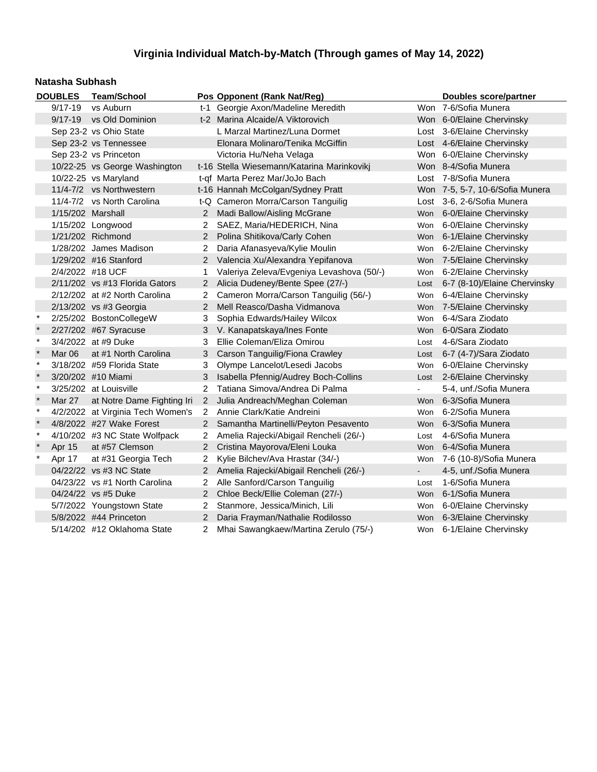# Virginia Individual Match-by-Match (Through games of May 14, 2022)

### Natasha Subhash

| | DOUBLES | Team/School | Pos | Opponent (Rank Nat/Reg) | | Doubles score/partner |
|---|---|---|---|---|---|---|
| | 9/17-19 | vs Auburn | t-1 | Georgie Axon/Madeline Meredith | Won | 7-6/Sofia Munera |
| | 9/17-19 | vs Old Dominion | t-2 | Marina Alcaide/A Viktorovich | Won | 6-0/Elaine Chervinsky |
| | Sep 23-2 | vs Ohio State | | L Marzal Martinez/Luna Dormet | Lost | 3-6/Elaine Chervinsky |
| | Sep 23-2 | vs Tennessee | | Elonara Molinaro/Tenika McGiffin | Lost | 4-6/Elaine Chervinsky |
| | Sep 23-2 | vs Princeton | | Victoria Hu/Neha Velaga | Won | 6-0/Elaine Chervinsky |
| | 10/22-25 | vs George Washington | t-16 | Stella Wiesemann/Katarina Marinkovikj | Won | 8-4/Sofia Munera |
| | 10/22-25 | vs Maryland | t-qf | Marta Perez Mar/JoJo Bach | Lost | 7-8/Sofia Munera |
| | 11/4-7/2 | vs Northwestern | t-16 | Hannah McColgan/Sydney Pratt | Won | 7-5, 5-7, 10-6/Sofia Munera |
| | 11/4-7/2 | vs North Carolina | t-Q | Cameron Morra/Carson Tanguilig | Lost | 3-6, 2-6/Sofia Munera |
| | 1/15/202 | Marshall | 2 | Madi Ballow/Aisling McGrane | Won | 6-0/Elaine Chervinsky |
| | 1/15/202 | Longwood | 2 | SAEZ, Maria/HEDERICH, Nina | Won | 6-0/Elaine Chervinsky |
| | 1/21/202 | Richmond | 2 | Polina Shitikova/Carly Cohen | Won | 6-1/Elaine Chervinsky |
| | 1/28/202 | James Madison | 2 | Daria Afanasyeva/Kylie Moulin | Won | 6-2/Elaine Chervinsky |
| | 1/29/202 | #16 Stanford | 2 | Valencia Xu/Alexandra Yepifanova | Won | 7-5/Elaine Chervinsky |
| | 2/4/2022 | #18 UCF | 1 | Valeriya Zeleva/Evgeniya Levashova (50/-) | Won | 6-2/Elaine Chervinsky |
| | 2/11/202 | vs #13 Florida Gators | 2 | Alicia Dudeney/Bente Spee (27/-) | Lost | 6-7 (8-10)/Elaine Chervinsky |
| | 2/12/202 | at #2 North Carolina | 2 | Cameron Morra/Carson Tanguilig (56/-) | Won | 6-4/Elaine Chervinsky |
| | 2/13/202 | vs #3 Georgia | 2 | Mell Reasco/Dasha Vidmanova | Won | 7-5/Elaine Chervinsky |
| * | 2/25/202 | BostonCollegeW | 3 | Sophia Edwards/Hailey Wilcox | Won | 6-4/Sara Ziodato |
| * | 2/27/202 | #67 Syracuse | 3 | V. Kanapatskaya/Ines Fonte | Won | 6-0/Sara Ziodato |
| * | 3/4/2022 | at #9 Duke | 3 | Ellie Coleman/Eliza Omirou | Lost | 4-6/Sara Ziodato |
| * | Mar 06 | at #1 North Carolina | 3 | Carson Tanguilig/Fiona Crawley | Lost | 6-7 (4-7)/Sara Ziodato |
| * | 3/18/202 | #59 Florida State | 3 | Olympe Lancelot/Lesedi Jacobs | Won | 6-0/Elaine Chervinsky |
| * | 3/20/202 | #10 Miami | 3 | Isabella Pfennig/Audrey Boch-Collins | Lost | 2-6/Elaine Chervinsky |
| * | 3/25/202 | at Louisville | 2 | Tatiana Simova/Andrea Di Palma | - | 5-4, unf./Sofia Munera |
| * | Mar 27 | at Notre Dame Fighting Iri | 2 | Julia Andreach/Meghan Coleman | Won | 6-3/Sofia Munera |
| * | 4/2/2022 | at Virginia Tech Women's | 2 | Annie Clark/Katie Andreini | Won | 6-2/Sofia Munera |
| * | 4/8/2022 | #27 Wake Forest | 2 | Samantha Martinelli/Peyton Pesavento | Won | 6-3/Sofia Munera |
| * | 4/10/202 | #3 NC State Wolfpack | 2 | Amelia Rajecki/Abigail Rencheli (26/-) | Lost | 4-6/Sofia Munera |
| * | Apr 15 | at #57 Clemson | 2 | Cristina Mayorova/Eleni Louka | Won | 6-4/Sofia Munera |
| * | Apr 17 | at #31 Georgia Tech | 2 | Kylie Bilchev/Ava Hrastar (34/-) | Won | 7-6 (10-8)/Sofia Munera |
| | 04/22/22 | vs #3 NC State | 2 | Amelia Rajecki/Abigail Rencheli (26/-) | - | 4-5, unf./Sofia Munera |
| | 04/23/22 | vs #1 North Carolina | 2 | Alle Sanford/Carson Tanguilig | Lost | 1-6/Sofia Munera |
| | 04/24/22 | vs #5 Duke | 2 | Chloe Beck/Ellie Coleman (27/-) | Won | 6-1/Sofia Munera |
| | 5/7/2022 | Youngstown State | 2 | Stanmore, Jessica/Minich, Lili | Won | 6-0/Elaine Chervinsky |
| | 5/8/2022 | #44 Princeton | 2 | Daria Frayman/Nathalie Rodilosso | Won | 6-3/Elaine Chervinsky |
| | 5/14/202 | #12 Oklahoma State | 2 | Mhai Sawangkaew/Martina Zerulo (75/-) | Won | 6-1/Elaine Chervinsky |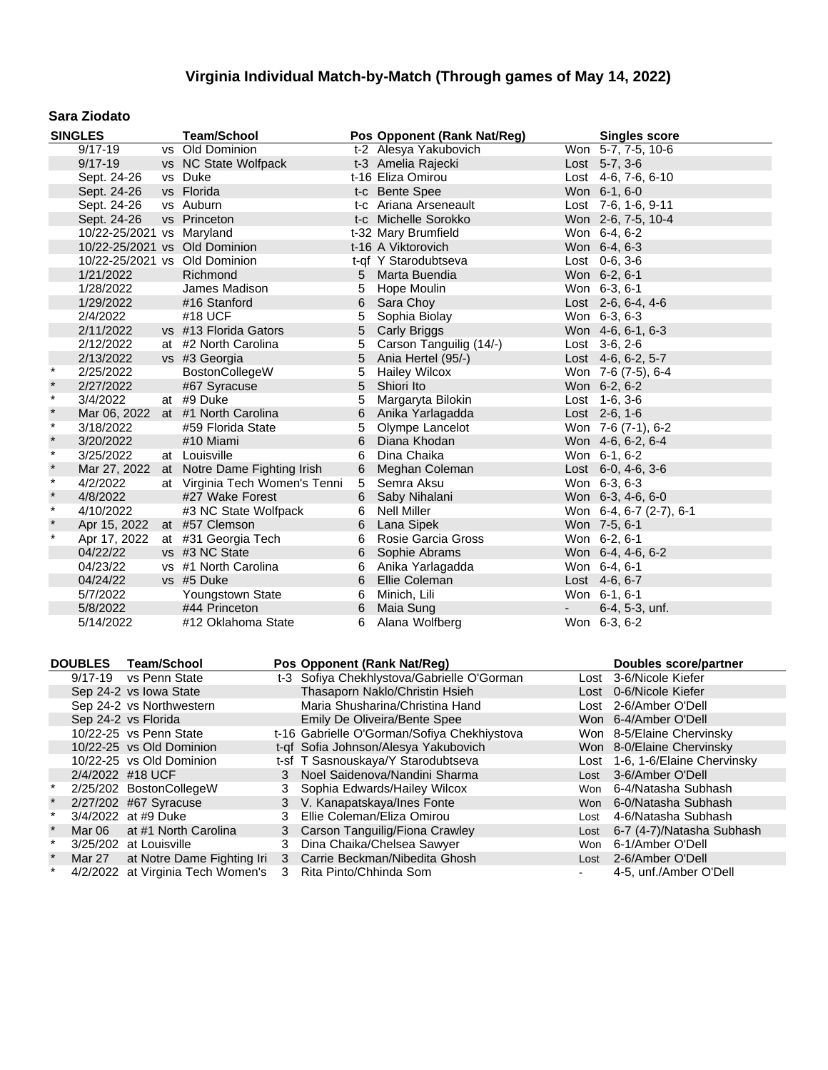# Virginia Individual Match-by-Match (Through games of May 14, 2022)

**Sara Ziodato**

| | SINGLES | | Team/School | Pos | Opponent (Rank Nat/Reg) | | Singles score |
|---|---|---|---|---|---|---|---|
| | 9/17-19 | vs | Old Dominion | t-2 | Alesya Yakubovich | Won | 5-7, 7-5, 10-6 |
| | 9/17-19 | vs | NC State Wolfpack | t-3 | Amelia Rajecki | Lost | 5-7, 3-6 |
| | Sept. 24-26 | vs | Duke | t-16 | Eliza Omirou | Lost | 4-6, 7-6, 6-10 |
| | Sept. 24-26 | vs | Florida | t-c | Bente Spee | Won | 6-1, 6-0 |
| | Sept. 24-26 | vs | Auburn | t-c | Ariana Arseneault | Lost | 7-6, 1-6, 9-11 |
| | Sept. 24-26 | vs | Princeton | t-c | Michelle Sorokko | Won | 2-6, 7-5, 10-4 |
| | 10/22-25/2021 | vs | Maryland | t-32 | Mary Brumfield | Won | 6-4, 6-2 |
| | 10/22-25/2021 | vs | Old Dominion | t-16 | A Viktorovich | Won | 6-4, 6-3 |
| | 10/22-25/2021 | vs | Old Dominion | t-qf | Y Starodubtseva | Lost | 0-6, 3-6 |
| | 1/21/2022 | | Richmond | 5 | Marta Buendia | Won | 6-2, 6-1 |
| | 1/28/2022 | | James Madison | 5 | Hope Moulin | Won | 6-3, 6-1 |
| | 1/29/2022 | | #16 Stanford | 6 | Sara Choy | Lost | 2-6, 6-4, 4-6 |
| | 2/4/2022 | | #18 UCF | 5 | Sophia Biolay | Won | 6-3, 6-3 |
| | 2/11/2022 | vs | #13 Florida Gators | 5 | Carly Briggs | Won | 4-6, 6-1, 6-3 |
| | 2/12/2022 | at | #2 North Carolina | 5 | Carson Tanguilig (14/-) | Lost | 3-6, 2-6 |
| | 2/13/2022 | vs | #3 Georgia | 5 | Ania Hertel (95/-) | Lost | 4-6, 6-2, 5-7 |
| * | 2/25/2022 | | BostonCollegeW | 5 | Hailey Wilcox | Won | 7-6 (7-5), 6-4 |
| * | 2/27/2022 | | #67 Syracuse | 5 | Shiori Ito | Won | 6-2, 6-2 |
| * | 3/4/2022 | at | #9 Duke | 5 | Margaryta Bilokin | Lost | 1-6, 3-6 |
| * | Mar 06, 2022 | at | #1 North Carolina | 6 | Anika Yarlagadda | Lost | 2-6, 1-6 |
| * | 3/18/2022 | | #59 Florida State | 5 | Olympe Lancelot | Won | 7-6 (7-1), 6-2 |
| * | 3/20/2022 | | #10 Miami | 6 | Diana Khodan | Won | 4-6, 6-2, 6-4 |
| * | 3/25/2022 | at | Louisville | 6 | Dina Chaika | Won | 6-1, 6-2 |
| * | Mar 27, 2022 | at | Notre Dame Fighting Irish | 6 | Meghan Coleman | Lost | 6-0, 4-6, 3-6 |
| * | 4/2/2022 | at | Virginia Tech Women's Tenni | 5 | Semra Aksu | Won | 6-3, 6-3 |
| * | 4/8/2022 | | #27 Wake Forest | 6 | Saby Nihalani | Won | 6-3, 4-6, 6-0 |
| * | 4/10/2022 | | #3 NC State Wolfpack | 6 | Nell Miller | Won | 6-4, 6-7 (2-7), 6-1 |
| * | Apr 15, 2022 | at | #57 Clemson | 6 | Lana Sipek | Won | 7-5, 6-1 |
| * | Apr 17, 2022 | at | #31 Georgia Tech | 6 | Rosie Garcia Gross | Won | 6-2, 6-1 |
| | 04/22/22 | vs | #3 NC State | 6 | Sophie Abrams | Won | 6-4, 4-6, 6-2 |
| | 04/23/22 | vs | #1 North Carolina | 6 | Anika Yarlagadda | Won | 6-4, 6-1 |
| | 04/24/22 | vs | #5 Duke | 6 | Ellie Coleman | Lost | 4-6, 6-7 |
| | 5/7/2022 | | Youngstown State | 6 | Minich, Lili | Won | 6-1, 6-1 |
| | 5/8/2022 | | #44 Princeton | 6 | Maia Sung | - | 6-4, 5-3, unf. |
| | 5/14/2022 | | #12 Oklahoma State | 6 | Alana Wolfberg | Won | 6-3, 6-2 |

| | DOUBLES | Team/School | Pos | Opponent (Rank Nat/Reg) | | Doubles score/partner |
|---|---|---|---|---|---|---|
| | 9/17-19 | vs Penn State | t-3 | Sofiya Chekhlystova/Gabrielle O'Gorman | Lost | 3-6/Nicole Kiefer |
| | Sep 24-2 | vs Iowa State | | Thasaporn Naklo/Christin Hsieh | Lost | 0-6/Nicole Kiefer |
| | Sep 24-2 | vs Northwestern | | Maria Shusharina/Christina Hand | Lost | 2-6/Amber O'Dell |
| | Sep 24-2 | vs Florida | | Emily De Oliveira/Bente Spee | Won | 6-4/Amber O'Dell |
| | 10/22-25 | vs Penn State | t-16 | Gabrielle O'Gorman/Sofiya Chekhiystova | Won | 8-5/Elaine Chervinsky |
| | 10/22-25 | vs Old Dominion | t-qf | Sofia Johnson/Alesya Yakubovich | Won | 8-0/Elaine Chervinsky |
| | 10/22-25 | vs Old Dominion | t-sf | T Sasnouskaya/Y Starodubtseva | Lost | 1-6, 1-6/Elaine Chervinsky |
| | 2/4/2022 | #18 UCF | 3 | Noel Saidenova/Nandini Sharma | Lost | 3-6/Amber O'Dell |
| * | 2/25/202 | BostonCollegeW | 3 | Sophia Edwards/Hailey Wilcox | Won | 6-4/Natasha Subhash |
| * | 2/27/202 | #67 Syracuse | 3 | V. Kanapatskaya/Ines Fonte | Won | 6-0/Natasha Subhash |
| * | 3/4/2022 | at #9 Duke | 3 | Ellie Coleman/Eliza Omirou | Lost | 4-6/Natasha Subhash |
| * | Mar 06 | at #1 North Carolina | 3 | Carson Tanguilig/Fiona Crawley | Lost | 6-7 (4-7)/Natasha Subhash |
| * | 3/25/202 | at Louisville | 3 | Dina Chaika/Chelsea Sawyer | Won | 6-1/Amber O'Dell |
| * | Mar 27 | at Notre Dame Fighting Iri | 3 | Carrie Beckman/Nibedita Ghosh | Lost | 2-6/Amber O'Dell |
| * | 4/2/2022 | at Virginia Tech Women's | 3 | Rita Pinto/Chhinda Som | - | 4-5, unf./Amber O'Dell |